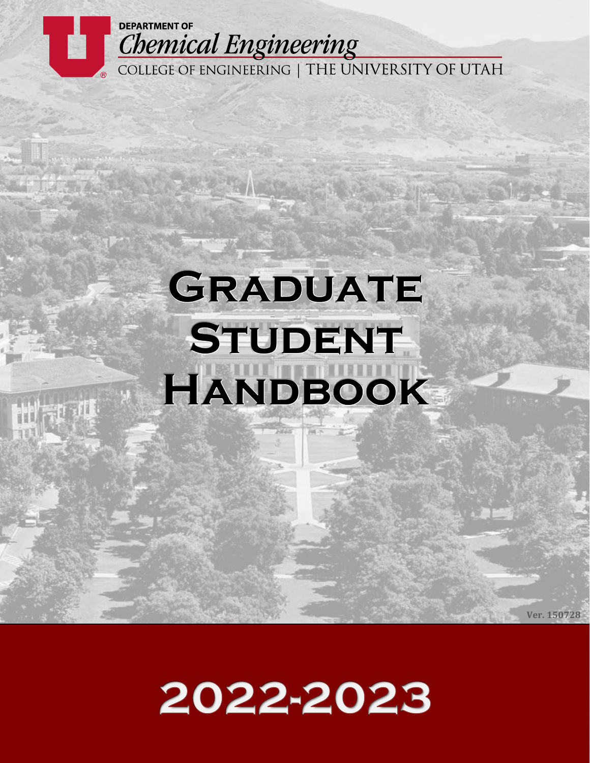DEPARTMENT OF

*Chemical Engineering*

COLLEGE OF ENGINEERING | THE UNIVERSITY OF UTAH

# Graduate Student Handbook

Ver. 150728

# 2022-2023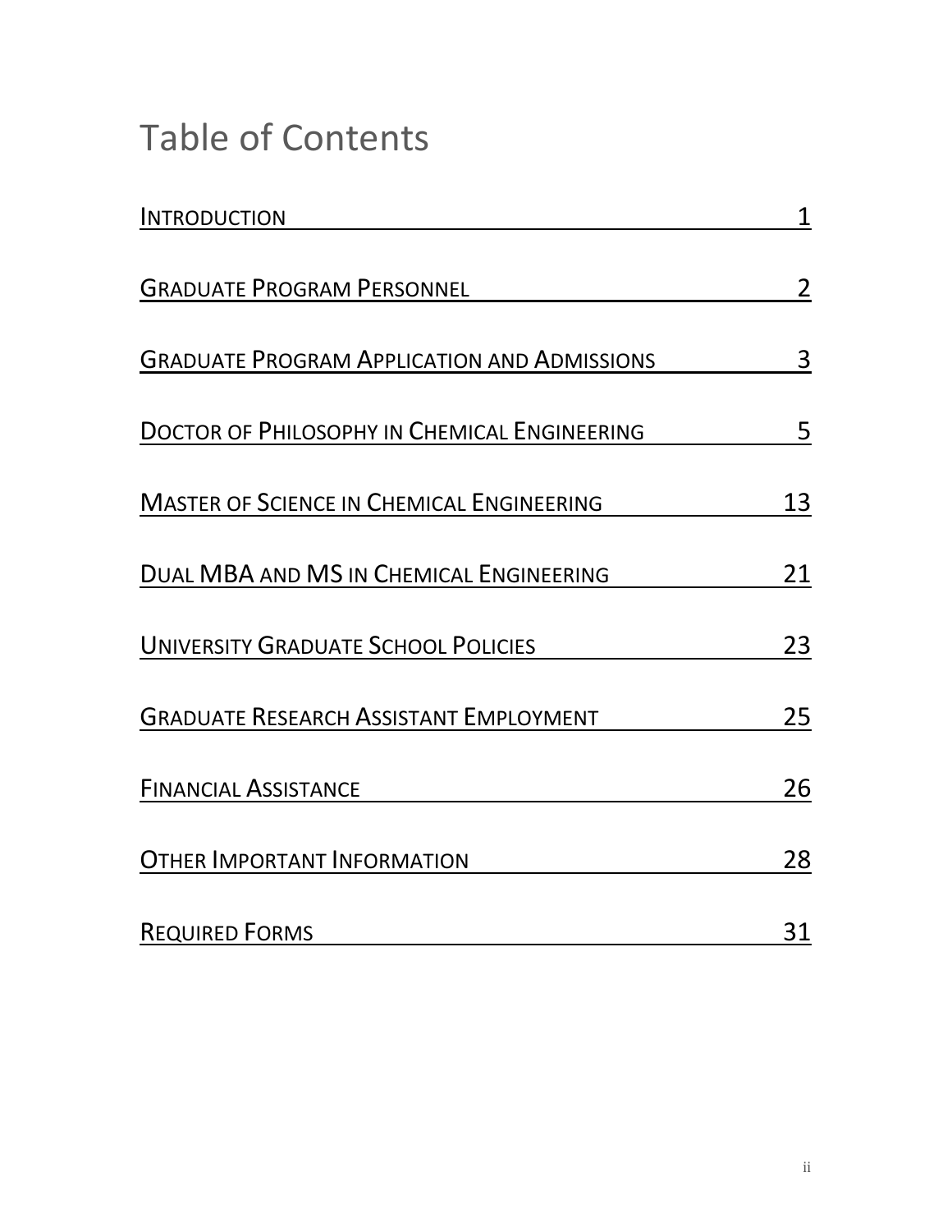# Table of Contents

| | |
|---|---|
| INTRODUCTION | 1 |
| GRADUATE PROGRAM PERSONNEL | 2 |
| GRADUATE PROGRAM APPLICATION AND ADMISSIONS | 3 |
| DOCTOR OF PHILOSOPHY IN CHEMICAL ENGINEERING | 5 |
| MASTER OF SCIENCE IN CHEMICAL ENGINEERING | 13 |
| DUAL MBA AND MS IN CHEMICAL ENGINEERING | 21 |
| UNIVERSITY GRADUATE SCHOOL POLICIES | 23 |
| GRADUATE RESEARCH ASSISTANT EMPLOYMENT | 25 |
| FINANCIAL ASSISTANCE | 26 |
| OTHER IMPORTANT INFORMATION | 28 |
| REQUIRED FORMS | 31 |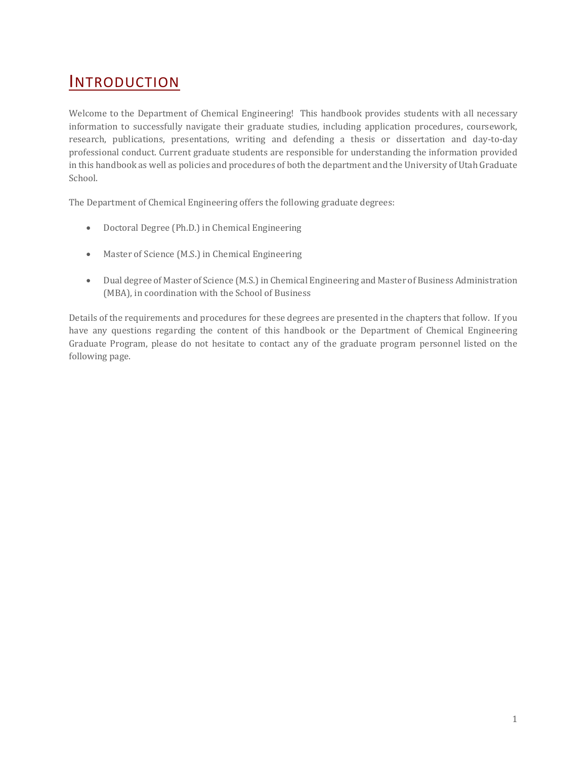# INTRODUCTION

Welcome to the Department of Chemical Engineering! This handbook provides students with all necessary information to successfully navigate their graduate studies, including application procedures, coursework, research, publications, presentations, writing and defending a thesis or dissertation and day-to-day professional conduct. Current graduate students are responsible for understanding the information provided in this handbook as well as policies and procedures of both the department and the University of Utah Graduate School.

The Department of Chemical Engineering offers the following graduate degrees:

- Doctoral Degree (Ph.D.) in Chemical Engineering
- Master of Science (M.S.) in Chemical Engineering
- Dual degree of Master of Science (M.S.) in Chemical Engineering and Master of Business Administration (MBA), in coordination with the School of Business

Details of the requirements and procedures for these degrees are presented in the chapters that follow. If you have any questions regarding the content of this handbook or the Department of Chemical Engineering Graduate Program, please do not hesitate to contact any of the graduate program personnel listed on the following page.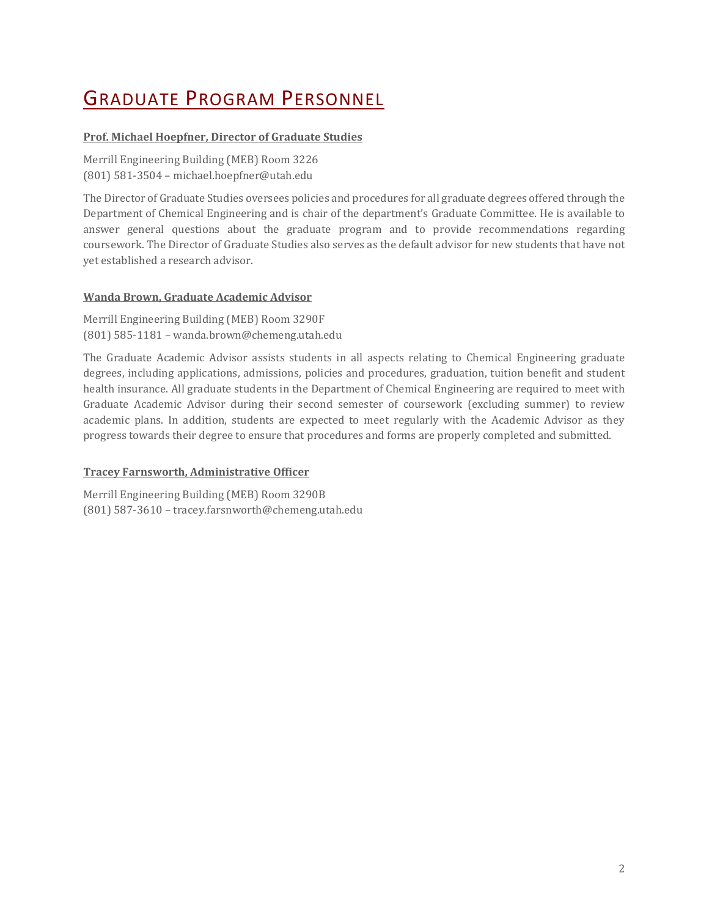# Graduate Program Personnel

**Prof. Michael Hoepfner, Director of Graduate Studies**

Merrill Engineering Building (MEB) Room 3226
(801) 581-3504 – michael.hoepfner@utah.edu

The Director of Graduate Studies oversees policies and procedures for all graduate degrees offered through the Department of Chemical Engineering and is chair of the department's Graduate Committee. He is available to answer general questions about the graduate program and to provide recommendations regarding coursework. The Director of Graduate Studies also serves as the default advisor for new students that have not yet established a research advisor.

**Wanda Brown, Graduate Academic Advisor**

Merrill Engineering Building (MEB) Room 3290F
(801) 585-1181 – wanda.brown@chemeng.utah.edu

The Graduate Academic Advisor assists students in all aspects relating to Chemical Engineering graduate degrees, including applications, admissions, policies and procedures, graduation, tuition benefit and student health insurance. All graduate students in the Department of Chemical Engineering are required to meet with Graduate Academic Advisor during their second semester of coursework (excluding summer) to review academic plans. In addition, students are expected to meet regularly with the Academic Advisor as they progress towards their degree to ensure that procedures and forms are properly completed and submitted.

**Tracey Farnsworth, Administrative Officer**

Merrill Engineering Building (MEB) Room 3290B
(801) 587-3610 – tracey.farsnworth@chemeng.utah.edu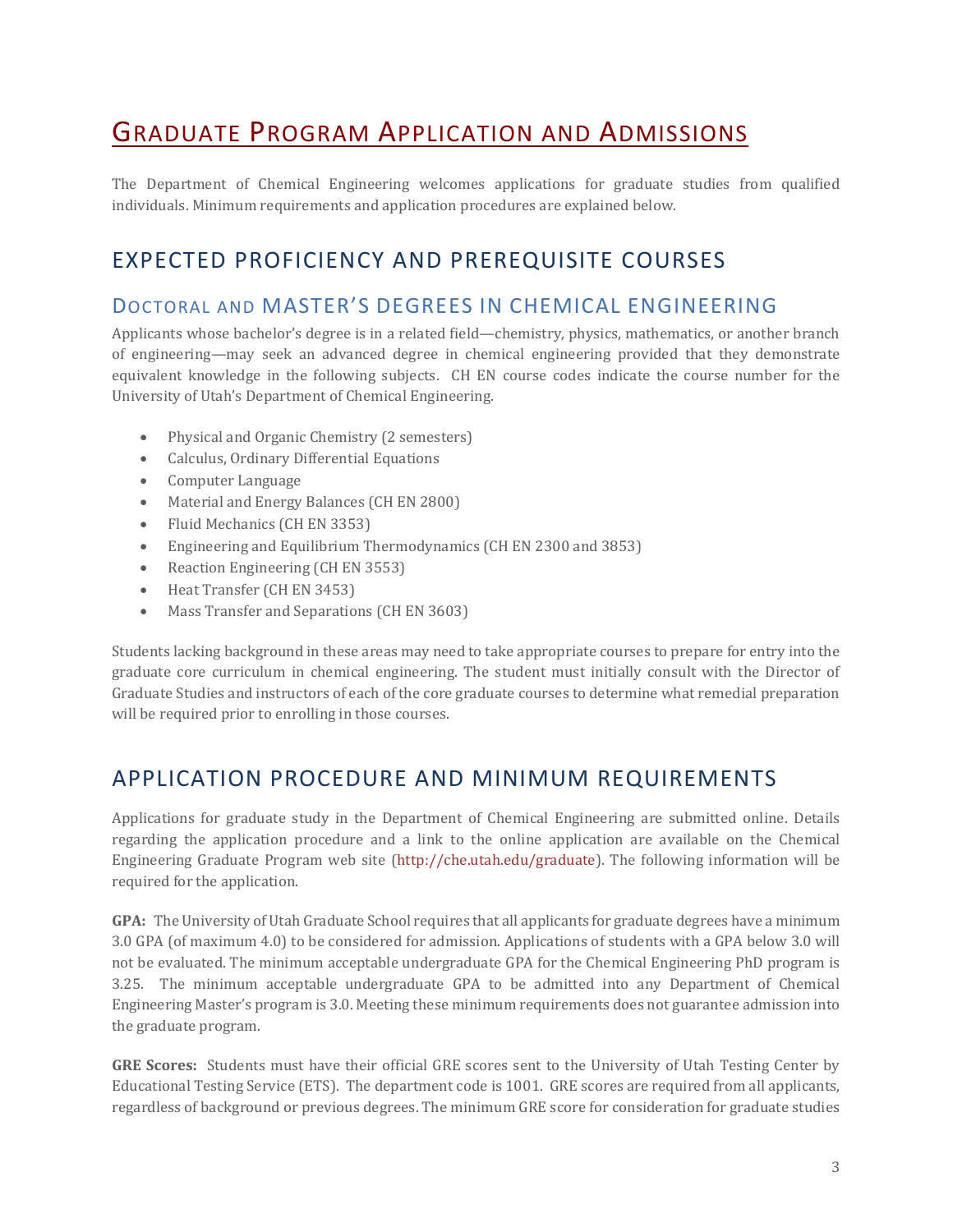# Graduate Program Application and Admissions

The Department of Chemical Engineering welcomes applications for graduate studies from qualified individuals. Minimum requirements and application procedures are explained below.

## EXPECTED PROFICIENCY AND PREREQUISITE COURSES

### Doctoral and MASTER'S DEGREES IN CHEMICAL ENGINEERING

Applicants whose bachelor's degree is in a related field—chemistry, physics, mathematics, or another branch of engineering—may seek an advanced degree in chemical engineering provided that they demonstrate equivalent knowledge in the following subjects. CH EN course codes indicate the course number for the University of Utah's Department of Chemical Engineering.

- Physical and Organic Chemistry (2 semesters)
- Calculus, Ordinary Differential Equations
- Computer Language
- Material and Energy Balances (CH EN 2800)
- Fluid Mechanics (CH EN 3353)
- Engineering and Equilibrium Thermodynamics (CH EN 2300 and 3853)
- Reaction Engineering (CH EN 3553)
- Heat Transfer (CH EN 3453)
- Mass Transfer and Separations (CH EN 3603)

Students lacking background in these areas may need to take appropriate courses to prepare for entry into the graduate core curriculum in chemical engineering. The student must initially consult with the Director of Graduate Studies and instructors of each of the core graduate courses to determine what remedial preparation will be required prior to enrolling in those courses.

## APPLICATION PROCEDURE AND MINIMUM REQUIREMENTS

Applications for graduate study in the Department of Chemical Engineering are submitted online. Details regarding the application procedure and a link to the online application are available on the Chemical Engineering Graduate Program web site (http://che.utah.edu/graduate). The following information will be required for the application.

**GPA:** The University of Utah Graduate School requires that all applicants for graduate degrees have a minimum 3.0 GPA (of maximum 4.0) to be considered for admission. Applications of students with a GPA below 3.0 will not be evaluated. The minimum acceptable undergraduate GPA for the Chemical Engineering PhD program is 3.25. The minimum acceptable undergraduate GPA to be admitted into any Department of Chemical Engineering Master's program is 3.0. Meeting these minimum requirements does not guarantee admission into the graduate program.

**GRE Scores:** Students must have their official GRE scores sent to the University of Utah Testing Center by Educational Testing Service (ETS). The department code is 1001. GRE scores are required from all applicants, regardless of background or previous degrees. The minimum GRE score for consideration for graduate studies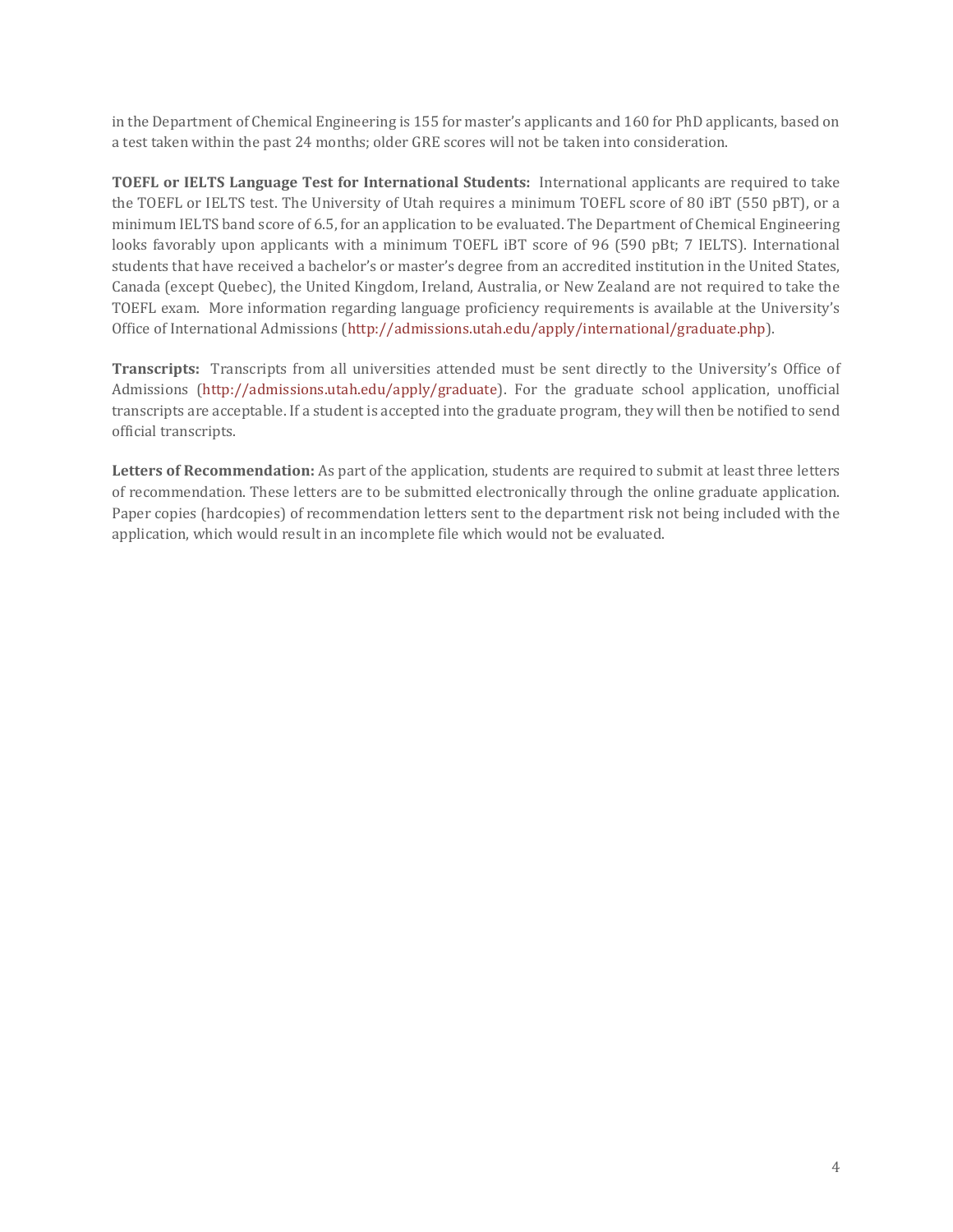in the Department of Chemical Engineering is 155 for master's applicants and 160 for PhD applicants, based on a test taken within the past 24 months; older GRE scores will not be taken into consideration.

**TOEFL or IELTS Language Test for International Students:** International applicants are required to take the TOEFL or IELTS test. The University of Utah requires a minimum TOEFL score of 80 iBT (550 pBT), or a minimum IELTS band score of 6.5, for an application to be evaluated. The Department of Chemical Engineering looks favorably upon applicants with a minimum TOEFL iBT score of 96 (590 pBt; 7 IELTS). International students that have received a bachelor's or master's degree from an accredited institution in the United States, Canada (except Quebec), the United Kingdom, Ireland, Australia, or New Zealand are not required to take the TOEFL exam. More information regarding language proficiency requirements is available at the University's Office of International Admissions (http://admissions.utah.edu/apply/international/graduate.php).

**Transcripts:** Transcripts from all universities attended must be sent directly to the University's Office of Admissions (http://admissions.utah.edu/apply/graduate). For the graduate school application, unofficial transcripts are acceptable. If a student is accepted into the graduate program, they will then be notified to send official transcripts.

**Letters of Recommendation:** As part of the application, students are required to submit at least three letters of recommendation. These letters are to be submitted electronically through the online graduate application. Paper copies (hardcopies) of recommendation letters sent to the department risk not being included with the application, which would result in an incomplete file which would not be evaluated.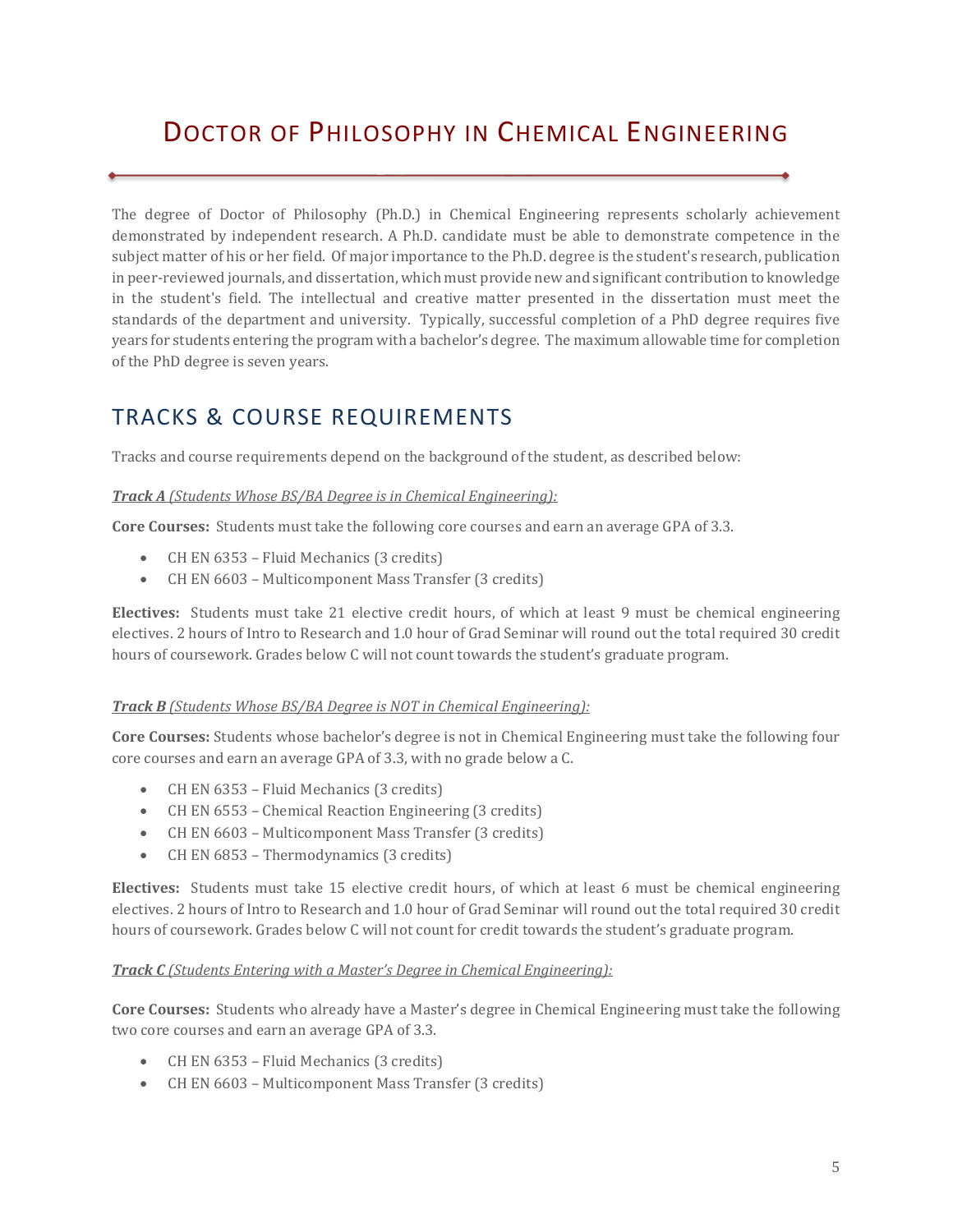# Doctor of Philosophy in Chemical Engineering

The degree of Doctor of Philosophy (Ph.D.) in Chemical Engineering represents scholarly achievement demonstrated by independent research. A Ph.D. candidate must be able to demonstrate competence in the subject matter of his or her field. Of major importance to the Ph.D. degree is the student's research, publication in peer-reviewed journals, and dissertation, which must provide new and significant contribution to knowledge in the student's field. The intellectual and creative matter presented in the dissertation must meet the standards of the department and university. Typically, successful completion of a PhD degree requires five years for students entering the program with a bachelor's degree. The maximum allowable time for completion of the PhD degree is seven years.

## TRACKS & COURSE REQUIREMENTS

Tracks and course requirements depend on the background of the student, as described below:

***Track A** (Students Whose BS/BA Degree is in Chemical Engineering):*

**Core Courses:** Students must take the following core courses and earn an average GPA of 3.3.

- CH EN 6353 – Fluid Mechanics (3 credits)
- CH EN 6603 – Multicomponent Mass Transfer (3 credits)

**Electives:** Students must take 21 elective credit hours, of which at least 9 must be chemical engineering electives. 2 hours of Intro to Research and 1.0 hour of Grad Seminar will round out the total required 30 credit hours of coursework. Grades below C will not count towards the student's graduate program.

***Track B** (Students Whose BS/BA Degree is NOT in Chemical Engineering):*

**Core Courses:** Students whose bachelor's degree is not in Chemical Engineering must take the following four core courses and earn an average GPA of 3.3, with no grade below a C.

- CH EN 6353 – Fluid Mechanics (3 credits)
- CH EN 6553 – Chemical Reaction Engineering (3 credits)
- CH EN 6603 – Multicomponent Mass Transfer (3 credits)
- CH EN 6853 – Thermodynamics (3 credits)

**Electives:** Students must take 15 elective credit hours, of which at least 6 must be chemical engineering electives. 2 hours of Intro to Research and 1.0 hour of Grad Seminar will round out the total required 30 credit hours of coursework. Grades below C will not count for credit towards the student's graduate program.

***Track C** (Students Entering with a Master's Degree in Chemical Engineering):*

**Core Courses:** Students who already have a Master's degree in Chemical Engineering must take the following two core courses and earn an average GPA of 3.3.

- CH EN 6353 – Fluid Mechanics (3 credits)
- CH EN 6603 – Multicomponent Mass Transfer (3 credits)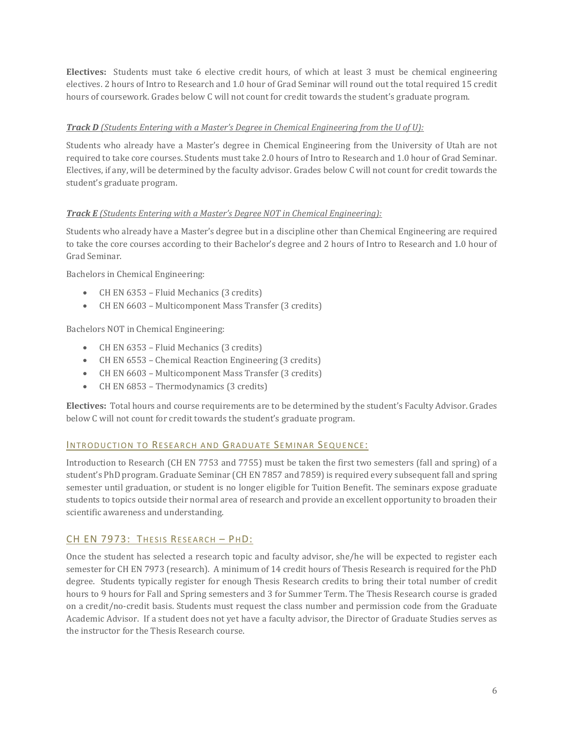**Electives:** Students must take 6 elective credit hours, of which at least 3 must be chemical engineering electives. 2 hours of Intro to Research and 1.0 hour of Grad Seminar will round out the total required 15 credit hours of coursework. Grades below C will not count for credit towards the student's graduate program.

***Track D** (Students Entering with a Master's Degree in Chemical Engineering from the U of U):*

Students who already have a Master's degree in Chemical Engineering from the University of Utah are not required to take core courses. Students must take 2.0 hours of Intro to Research and 1.0 hour of Grad Seminar. Electives, if any, will be determined by the faculty advisor. Grades below C will not count for credit towards the student's graduate program.

***Track E** (Students Entering with a Master's Degree NOT in Chemical Engineering):*

Students who already have a Master's degree but in a discipline other than Chemical Engineering are required to take the core courses according to their Bachelor's degree and 2 hours of Intro to Research and 1.0 hour of Grad Seminar.

Bachelors in Chemical Engineering:

- CH EN 6353 – Fluid Mechanics (3 credits)
- CH EN 6603 – Multicomponent Mass Transfer (3 credits)

Bachelors NOT in Chemical Engineering:

- CH EN 6353 – Fluid Mechanics (3 credits)
- CH EN 6553 – Chemical Reaction Engineering (3 credits)
- CH EN 6603 – Multicomponent Mass Transfer (3 credits)
- CH EN 6853 – Thermodynamics (3 credits)

**Electives:** Total hours and course requirements are to be determined by the student's Faculty Advisor. Grades below C will not count for credit towards the student's graduate program.

## Introduction to Research and Graduate Seminar Sequence:

Introduction to Research (CH EN 7753 and 7755) must be taken the first two semesters (fall and spring) of a student's PhD program. Graduate Seminar (CH EN 7857 and 7859) is required every subsequent fall and spring semester until graduation, or student is no longer eligible for Tuition Benefit. The seminars expose graduate students to topics outside their normal area of research and provide an excellent opportunity to broaden their scientific awareness and understanding.

## CH EN 7973: Thesis Research – PhD:

Once the student has selected a research topic and faculty advisor, she/he will be expected to register each semester for CH EN 7973 (research). A minimum of 14 credit hours of Thesis Research is required for the PhD degree. Students typically register for enough Thesis Research credits to bring their total number of credit hours to 9 hours for Fall and Spring semesters and 3 for Summer Term. The Thesis Research course is graded on a credit/no-credit basis. Students must request the class number and permission code from the Graduate Academic Advisor. If a student does not yet have a faculty advisor, the Director of Graduate Studies serves as the instructor for the Thesis Research course.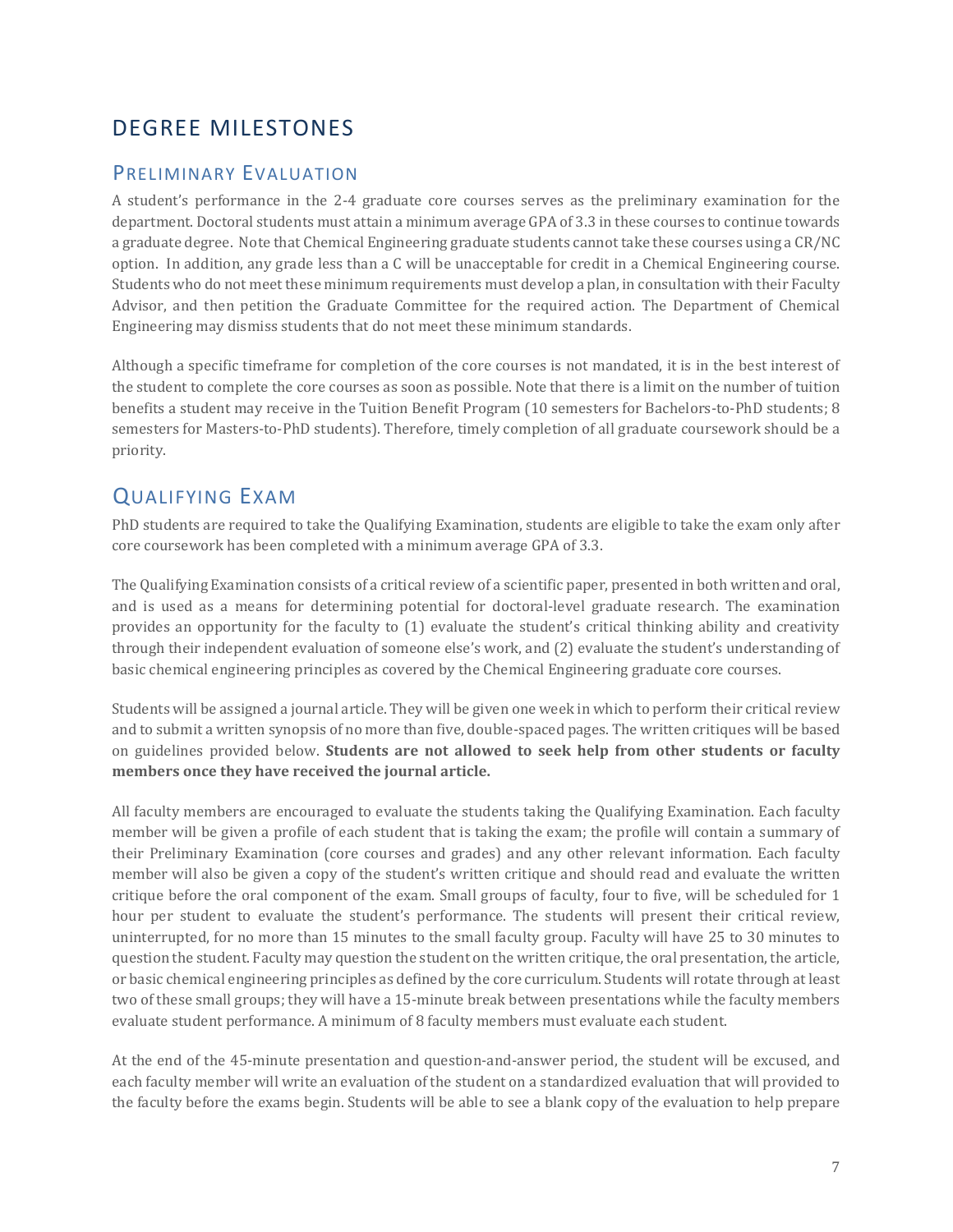# DEGREE MILESTONES

## PRELIMINARY EVALUATION

A student's performance in the 2-4 graduate core courses serves as the preliminary examination for the department. Doctoral students must attain a minimum average GPA of 3.3 in these courses to continue towards a graduate degree. Note that Chemical Engineering graduate students cannot take these courses using a CR/NC option. In addition, any grade less than a C will be unacceptable for credit in a Chemical Engineering course. Students who do not meet these minimum requirements must develop a plan, in consultation with their Faculty Advisor, and then petition the Graduate Committee for the required action. The Department of Chemical Engineering may dismiss students that do not meet these minimum standards.

Although a specific timeframe for completion of the core courses is not mandated, it is in the best interest of the student to complete the core courses as soon as possible. Note that there is a limit on the number of tuition benefits a student may receive in the Tuition Benefit Program (10 semesters for Bachelors-to-PhD students; 8 semesters for Masters-to-PhD students). Therefore, timely completion of all graduate coursework should be a priority.

## QUALIFYING EXAM

PhD students are required to take the Qualifying Examination, students are eligible to take the exam only after core coursework has been completed with a minimum average GPA of 3.3.

The Qualifying Examination consists of a critical review of a scientific paper, presented in both written and oral, and is used as a means for determining potential for doctoral-level graduate research. The examination provides an opportunity for the faculty to (1) evaluate the student's critical thinking ability and creativity through their independent evaluation of someone else's work, and (2) evaluate the student's understanding of basic chemical engineering principles as covered by the Chemical Engineering graduate core courses.

Students will be assigned a journal article. They will be given one week in which to perform their critical review and to submit a written synopsis of no more than five, double-spaced pages. The written critiques will be based on guidelines provided below. **Students are not allowed to seek help from other students or faculty members once they have received the journal article.**

All faculty members are encouraged to evaluate the students taking the Qualifying Examination. Each faculty member will be given a profile of each student that is taking the exam; the profile will contain a summary of their Preliminary Examination (core courses and grades) and any other relevant information. Each faculty member will also be given a copy of the student's written critique and should read and evaluate the written critique before the oral component of the exam. Small groups of faculty, four to five, will be scheduled for 1 hour per student to evaluate the student's performance. The students will present their critical review, uninterrupted, for no more than 15 minutes to the small faculty group. Faculty will have 25 to 30 minutes to question the student. Faculty may question the student on the written critique, the oral presentation, the article, or basic chemical engineering principles as defined by the core curriculum. Students will rotate through at least two of these small groups; they will have a 15-minute break between presentations while the faculty members evaluate student performance. A minimum of 8 faculty members must evaluate each student.

At the end of the 45-minute presentation and question-and-answer period, the student will be excused, and each faculty member will write an evaluation of the student on a standardized evaluation that will provided to the faculty before the exams begin. Students will be able to see a blank copy of the evaluation to help prepare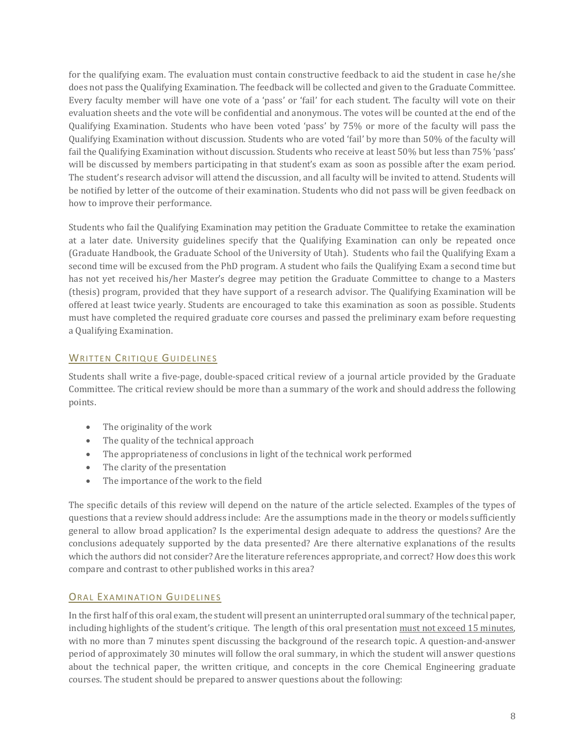for the qualifying exam. The evaluation must contain constructive feedback to aid the student in case he/she does not pass the Qualifying Examination. The feedback will be collected and given to the Graduate Committee. Every faculty member will have one vote of a 'pass' or 'fail' for each student. The faculty will vote on their evaluation sheets and the vote will be confidential and anonymous. The votes will be counted at the end of the Qualifying Examination. Students who have been voted 'pass' by 75% or more of the faculty will pass the Qualifying Examination without discussion. Students who are voted 'fail' by more than 50% of the faculty will fail the Qualifying Examination without discussion. Students who receive at least 50% but less than 75% 'pass' will be discussed by members participating in that student's exam as soon as possible after the exam period. The student's research advisor will attend the discussion, and all faculty will be invited to attend. Students will be notified by letter of the outcome of their examination. Students who did not pass will be given feedback on how to improve their performance.

Students who fail the Qualifying Examination may petition the Graduate Committee to retake the examination at a later date. University guidelines specify that the Qualifying Examination can only be repeated once (Graduate Handbook, the Graduate School of the University of Utah). Students who fail the Qualifying Exam a second time will be excused from the PhD program. A student who fails the Qualifying Exam a second time but has not yet received his/her Master's degree may petition the Graduate Committee to change to a Masters (thesis) program, provided that they have support of a research advisor. The Qualifying Examination will be offered at least twice yearly. Students are encouraged to take this examination as soon as possible. Students must have completed the required graduate core courses and passed the preliminary exam before requesting a Qualifying Examination.

## Written Critique Guidelines

Students shall write a five-page, double-spaced critical review of a journal article provided by the Graduate Committee. The critical review should be more than a summary of the work and should address the following points.

- The originality of the work
- The quality of the technical approach
- The appropriateness of conclusions in light of the technical work performed
- The clarity of the presentation
- The importance of the work to the field

The specific details of this review will depend on the nature of the article selected. Examples of the types of questions that a review should address include: Are the assumptions made in the theory or models sufficiently general to allow broad application? Is the experimental design adequate to address the questions? Are the conclusions adequately supported by the data presented? Are there alternative explanations of the results which the authors did not consider? Are the literature references appropriate, and correct? How does this work compare and contrast to other published works in this area?

## Oral Examination Guidelines

In the first half of this oral exam, the student will present an uninterrupted oral summary of the technical paper, including highlights of the student's critique. The length of this oral presentation must not exceed 15 minutes, with no more than 7 minutes spent discussing the background of the research topic. A question-and-answer period of approximately 30 minutes will follow the oral summary, in which the student will answer questions about the technical paper, the written critique, and concepts in the core Chemical Engineering graduate courses. The student should be prepared to answer questions about the following: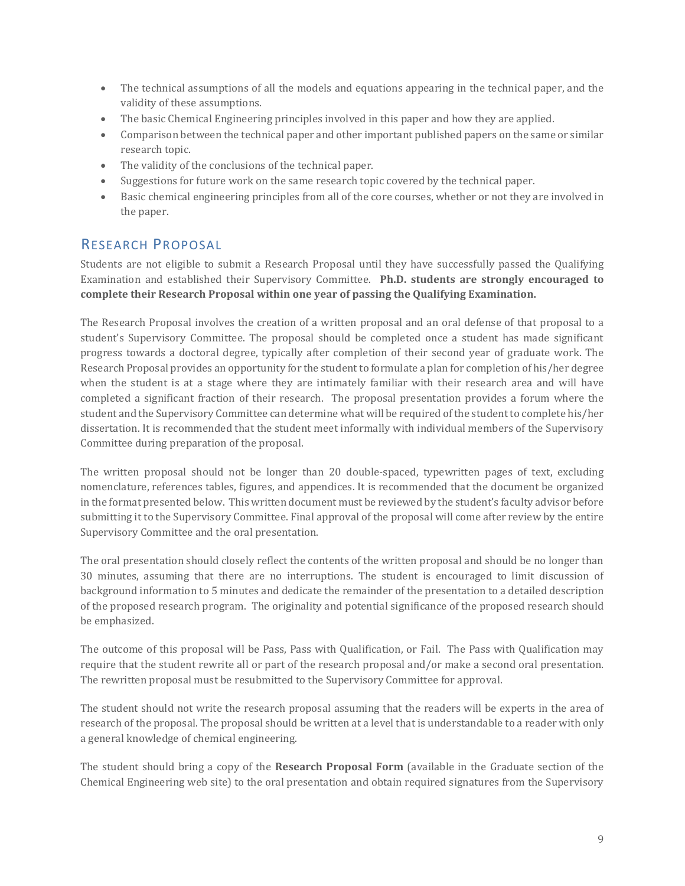- The technical assumptions of all the models and equations appearing in the technical paper, and the validity of these assumptions.
- The basic Chemical Engineering principles involved in this paper and how they are applied.
- Comparison between the technical paper and other important published papers on the same or similar research topic.
- The validity of the conclusions of the technical paper.
- Suggestions for future work on the same research topic covered by the technical paper.
- Basic chemical engineering principles from all of the core courses, whether or not they are involved in the paper.

## Research Proposal

Students are not eligible to submit a Research Proposal until they have successfully passed the Qualifying Examination and established their Supervisory Committee. **Ph.D. students are strongly encouraged to complete their Research Proposal within one year of passing the Qualifying Examination.**

The Research Proposal involves the creation of a written proposal and an oral defense of that proposal to a student's Supervisory Committee. The proposal should be completed once a student has made significant progress towards a doctoral degree, typically after completion of their second year of graduate work. The Research Proposal provides an opportunity for the student to formulate a plan for completion of his/her degree when the student is at a stage where they are intimately familiar with their research area and will have completed a significant fraction of their research. The proposal presentation provides a forum where the student and the Supervisory Committee can determine what will be required of the student to complete his/her dissertation. It is recommended that the student meet informally with individual members of the Supervisory Committee during preparation of the proposal.

The written proposal should not be longer than 20 double-spaced, typewritten pages of text, excluding nomenclature, references tables, figures, and appendices. It is recommended that the document be organized in the format presented below. This written document must be reviewed by the student's faculty advisor before submitting it to the Supervisory Committee. Final approval of the proposal will come after review by the entire Supervisory Committee and the oral presentation.

The oral presentation should closely reflect the contents of the written proposal and should be no longer than 30 minutes, assuming that there are no interruptions. The student is encouraged to limit discussion of background information to 5 minutes and dedicate the remainder of the presentation to a detailed description of the proposed research program. The originality and potential significance of the proposed research should be emphasized.

The outcome of this proposal will be Pass, Pass with Qualification, or Fail. The Pass with Qualification may require that the student rewrite all or part of the research proposal and/or make a second oral presentation. The rewritten proposal must be resubmitted to the Supervisory Committee for approval.

The student should not write the research proposal assuming that the readers will be experts in the area of research of the proposal. The proposal should be written at a level that is understandable to a reader with only a general knowledge of chemical engineering.

The student should bring a copy of the **Research Proposal Form** (available in the Graduate section of the Chemical Engineering web site) to the oral presentation and obtain required signatures from the Supervisory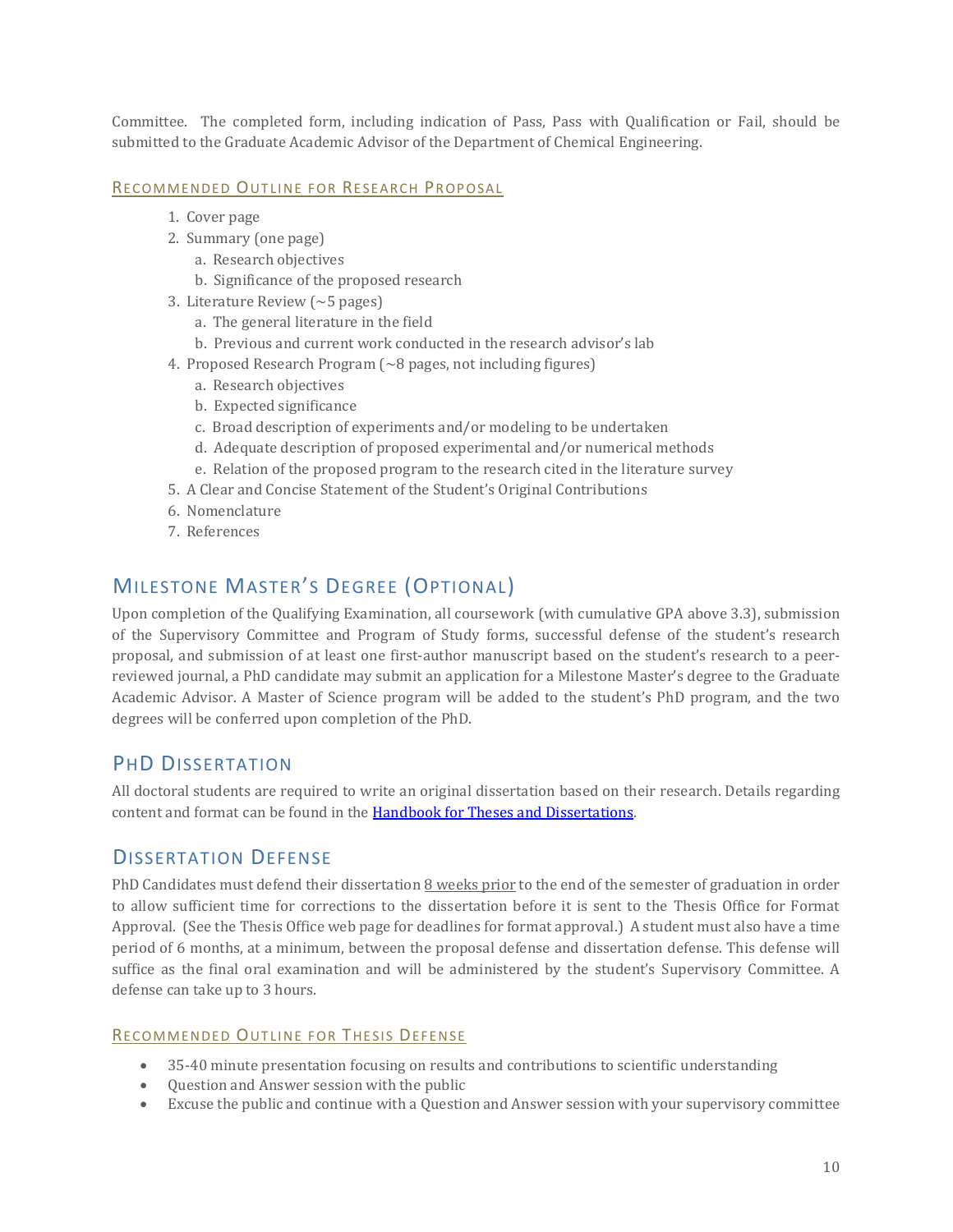Committee. The completed form, including indication of Pass, Pass with Qualification or Fail, should be submitted to the Graduate Academic Advisor of the Department of Chemical Engineering.

### Recommended Outline for Research Proposal

1. Cover page
2. Summary (one page)
   a. Research objectives
   b. Significance of the proposed research
3. Literature Review (~5 pages)
   a. The general literature in the field
   b. Previous and current work conducted in the research advisor's lab
4. Proposed Research Program (~8 pages, not including figures)
   a. Research objectives
   b. Expected significance
   c. Broad description of experiments and/or modeling to be undertaken
   d. Adequate description of proposed experimental and/or numerical methods
   e. Relation of the proposed program to the research cited in the literature survey
5. A Clear and Concise Statement of the Student's Original Contributions
6. Nomenclature
7. References

## Milestone Master's Degree (Optional)

Upon completion of the Qualifying Examination, all coursework (with cumulative GPA above 3.3), submission of the Supervisory Committee and Program of Study forms, successful defense of the student's research proposal, and submission of at least one first-author manuscript based on the student's research to a peer-reviewed journal, a PhD candidate may submit an application for a Milestone Master's degree to the Graduate Academic Advisor. A Master of Science program will be added to the student's PhD program, and the two degrees will be conferred upon completion of the PhD.

## PhD Dissertation

All doctoral students are required to write an original dissertation based on their research. Details regarding content and format can be found in the [Handbook for Theses and Dissertations].

## Dissertation Defense

PhD Candidates must defend their dissertation 8 weeks prior to the end of the semester of graduation in order to allow sufficient time for corrections to the dissertation before it is sent to the Thesis Office for Format Approval. (See the Thesis Office web page for deadlines for format approval.) A student must also have a time period of 6 months, at a minimum, between the proposal defense and dissertation defense. This defense will suffice as the final oral examination and will be administered by the student's Supervisory Committee. A defense can take up to 3 hours.

### Recommended Outline for Thesis Defense

- 35-40 minute presentation focusing on results and contributions to scientific understanding
- Question and Answer session with the public
- Excuse the public and continue with a Question and Answer session with your supervisory committee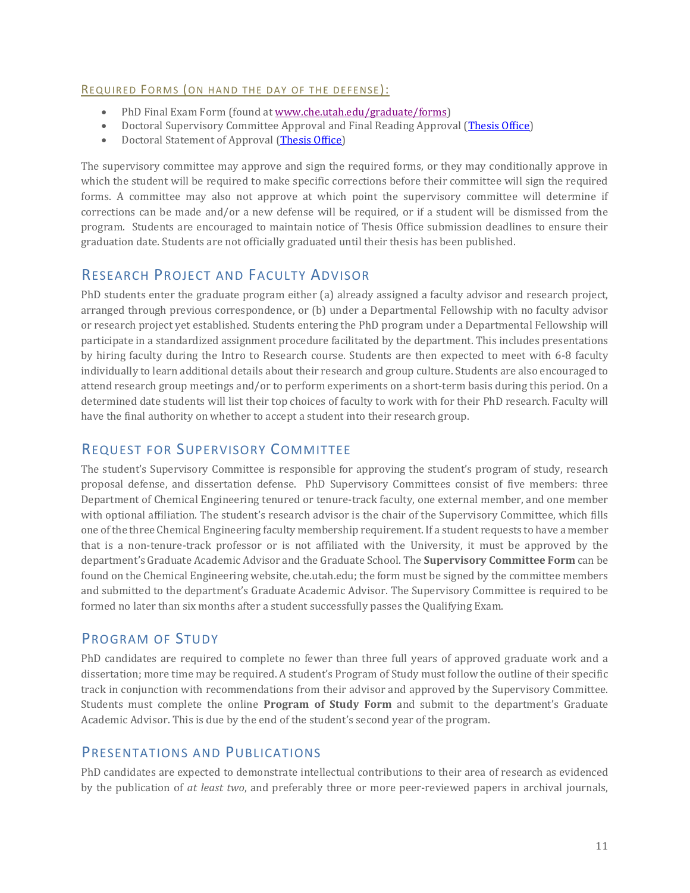### Required Forms (on hand the day of the defense):

- PhD Final Exam Form (found at [www.che.utah.edu/graduate/forms](www.che.utah.edu/graduate/forms))
- Doctoral Supervisory Committee Approval and Final Reading Approval (Thesis Office)
- Doctoral Statement of Approval (Thesis Office)

The supervisory committee may approve and sign the required forms, or they may conditionally approve in which the student will be required to make specific corrections before their committee will sign the required forms. A committee may also not approve at which point the supervisory committee will determine if corrections can be made and/or a new defense will be required, or if a student will be dismissed from the program. Students are encouraged to maintain notice of Thesis Office submission deadlines to ensure their graduation date. Students are not officially graduated until their thesis has been published.

## Research Project and Faculty Advisor

PhD students enter the graduate program either (a) already assigned a faculty advisor and research project, arranged through previous correspondence, or (b) under a Departmental Fellowship with no faculty advisor or research project yet established. Students entering the PhD program under a Departmental Fellowship will participate in a standardized assignment procedure facilitated by the department. This includes presentations by hiring faculty during the Intro to Research course. Students are then expected to meet with 6-8 faculty individually to learn additional details about their research and group culture. Students are also encouraged to attend research group meetings and/or to perform experiments on a short-term basis during this period. On a determined date students will list their top choices of faculty to work with for their PhD research. Faculty will have the final authority on whether to accept a student into their research group.

## Request for Supervisory Committee

The student's Supervisory Committee is responsible for approving the student's program of study, research proposal defense, and dissertation defense. PhD Supervisory Committees consist of five members: three Department of Chemical Engineering tenured or tenure-track faculty, one external member, and one member with optional affiliation. The student's research advisor is the chair of the Supervisory Committee, which fills one of the three Chemical Engineering faculty membership requirement. If a student requests to have a member that is a non-tenure-track professor or is not affiliated with the University, it must be approved by the department's Graduate Academic Advisor and the Graduate School. The **Supervisory Committee Form** can be found on the Chemical Engineering website, che.utah.edu; the form must be signed by the committee members and submitted to the department's Graduate Academic Advisor. The Supervisory Committee is required to be formed no later than six months after a student successfully passes the Qualifying Exam.

## Program of Study

PhD candidates are required to complete no fewer than three full years of approved graduate work and a dissertation; more time may be required. A student's Program of Study must follow the outline of their specific track in conjunction with recommendations from their advisor and approved by the Supervisory Committee. Students must complete the online **Program of Study Form** and submit to the department's Graduate Academic Advisor. This is due by the end of the student's second year of the program.

## Presentations and Publications

PhD candidates are expected to demonstrate intellectual contributions to their area of research as evidenced by the publication of *at least two*, and preferably three or more peer-reviewed papers in archival journals,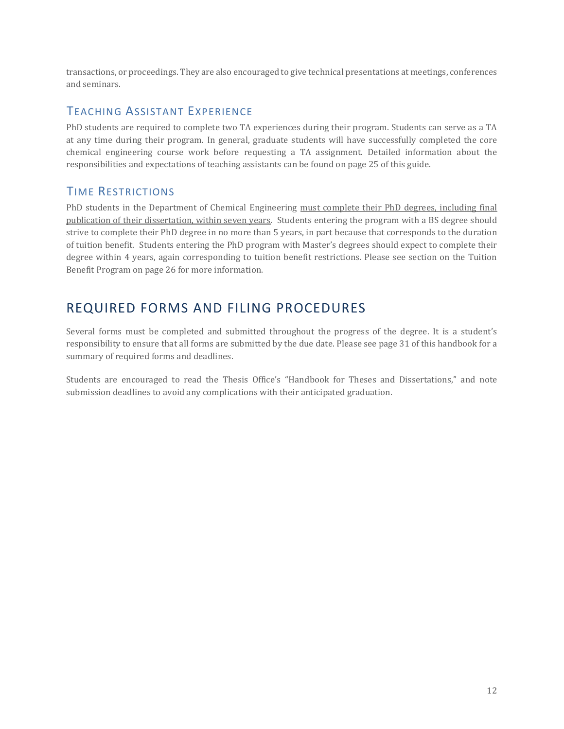transactions, or proceedings. They are also encouraged to give technical presentations at meetings, conferences and seminars.

### Teaching Assistant Experience

PhD students are required to complete two TA experiences during their program. Students can serve as a TA at any time during their program. In general, graduate students will have successfully completed the core chemical engineering course work before requesting a TA assignment. Detailed information about the responsibilities and expectations of teaching assistants can be found on page 25 of this guide.

### Time Restrictions

PhD students in the Department of Chemical Engineering must complete their PhD degrees, including final publication of their dissertation, within seven years. Students entering the program with a BS degree should strive to complete their PhD degree in no more than 5 years, in part because that corresponds to the duration of tuition benefit. Students entering the PhD program with Master's degrees should expect to complete their degree within 4 years, again corresponding to tuition benefit restrictions. Please see section on the Tuition Benefit Program on page 26 for more information.

## REQUIRED FORMS AND FILING PROCEDURES

Several forms must be completed and submitted throughout the progress of the degree. It is a student's responsibility to ensure that all forms are submitted by the due date. Please see page 31 of this handbook for a summary of required forms and deadlines.

Students are encouraged to read the Thesis Office's "Handbook for Theses and Dissertations," and note submission deadlines to avoid any complications with their anticipated graduation.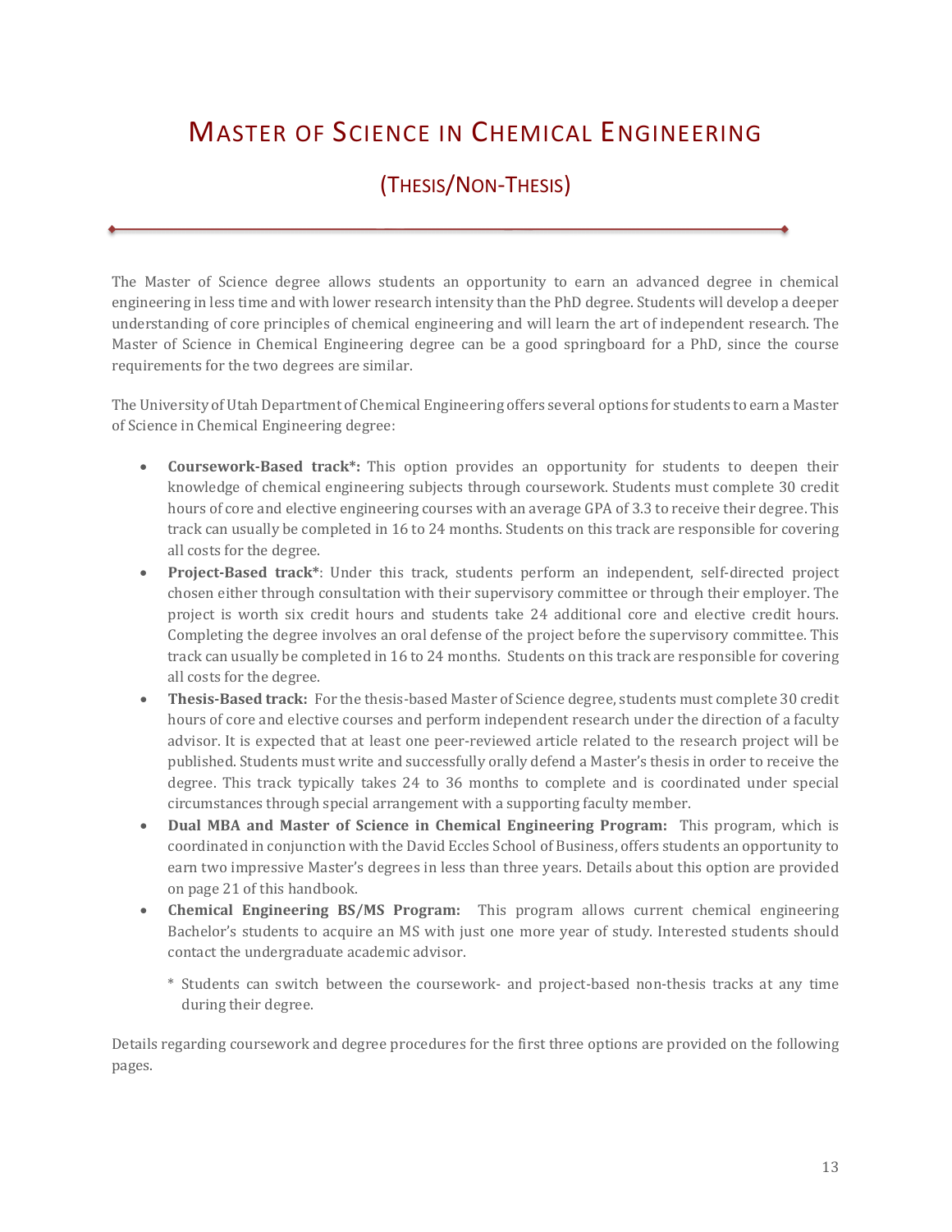# Master of Science in Chemical Engineering

## (Thesis/Non-Thesis)

The Master of Science degree allows students an opportunity to earn an advanced degree in chemical engineering in less time and with lower research intensity than the PhD degree. Students will develop a deeper understanding of core principles of chemical engineering and will learn the art of independent research. The Master of Science in Chemical Engineering degree can be a good springboard for a PhD, since the course requirements for the two degrees are similar.

The University of Utah Department of Chemical Engineering offers several options for students to earn a Master of Science in Chemical Engineering degree:

- **Coursework-Based track*:** This option provides an opportunity for students to deepen their knowledge of chemical engineering subjects through coursework. Students must complete 30 credit hours of core and elective engineering courses with an average GPA of 3.3 to receive their degree. This track can usually be completed in 16 to 24 months. Students on this track are responsible for covering all costs for the degree.
- **Project-Based track***: Under this track, students perform an independent, self-directed project chosen either through consultation with their supervisory committee or through their employer. The project is worth six credit hours and students take 24 additional core and elective credit hours. Completing the degree involves an oral defense of the project before the supervisory committee. This track can usually be completed in 16 to 24 months. Students on this track are responsible for covering all costs for the degree.
- **Thesis-Based track:** For the thesis-based Master of Science degree, students must complete 30 credit hours of core and elective courses and perform independent research under the direction of a faculty advisor. It is expected that at least one peer-reviewed article related to the research project will be published. Students must write and successfully orally defend a Master's thesis in order to receive the degree. This track typically takes 24 to 36 months to complete and is coordinated under special circumstances through special arrangement with a supporting faculty member.
- **Dual MBA and Master of Science in Chemical Engineering Program:** This program, which is coordinated in conjunction with the David Eccles School of Business, offers students an opportunity to earn two impressive Master's degrees in less than three years. Details about this option are provided on page 21 of this handbook.
- **Chemical Engineering BS/MS Program:** This program allows current chemical engineering Bachelor's students to acquire an MS with just one more year of study. Interested students should contact the undergraduate academic advisor.

  \* Students can switch between the coursework- and project-based non-thesis tracks at any time during their degree.

Details regarding coursework and degree procedures for the first three options are provided on the following pages.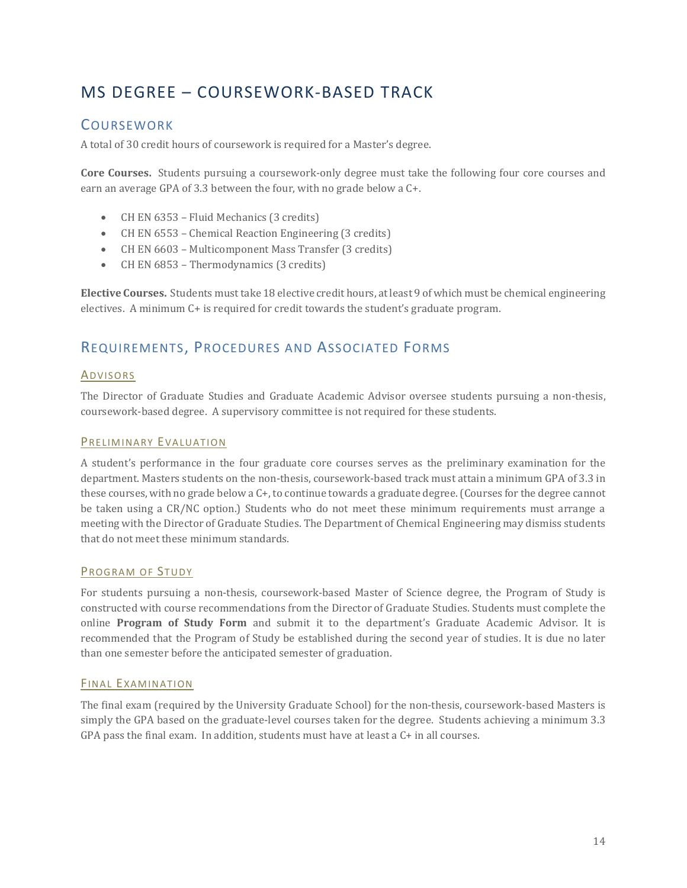# MS DEGREE – COURSEWORK-BASED TRACK

## Coursework

A total of 30 credit hours of coursework is required for a Master's degree.

**Core Courses.** Students pursuing a coursework-only degree must take the following four core courses and earn an average GPA of 3.3 between the four, with no grade below a C+.

- CH EN 6353 – Fluid Mechanics (3 credits)
- CH EN 6553 – Chemical Reaction Engineering (3 credits)
- CH EN 6603 – Multicomponent Mass Transfer (3 credits)
- CH EN 6853 – Thermodynamics (3 credits)

**Elective Courses.** Students must take 18 elective credit hours, at least 9 of which must be chemical engineering electives. A minimum C+ is required for credit towards the student's graduate program.

## Requirements, Procedures and Associated Forms

### Advisors

The Director of Graduate Studies and Graduate Academic Advisor oversee students pursuing a non-thesis, coursework-based degree. A supervisory committee is not required for these students.

### Preliminary Evaluation

A student's performance in the four graduate core courses serves as the preliminary examination for the department. Masters students on the non-thesis, coursework-based track must attain a minimum GPA of 3.3 in these courses, with no grade below a C+, to continue towards a graduate degree. (Courses for the degree cannot be taken using a CR/NC option.) Students who do not meet these minimum requirements must arrange a meeting with the Director of Graduate Studies. The Department of Chemical Engineering may dismiss students that do not meet these minimum standards.

### Program of Study

For students pursuing a non-thesis, coursework-based Master of Science degree, the Program of Study is constructed with course recommendations from the Director of Graduate Studies. Students must complete the online **Program of Study Form** and submit it to the department's Graduate Academic Advisor. It is recommended that the Program of Study be established during the second year of studies. It is due no later than one semester before the anticipated semester of graduation.

### Final Examination

The final exam (required by the University Graduate School) for the non-thesis, coursework-based Masters is simply the GPA based on the graduate-level courses taken for the degree. Students achieving a minimum 3.3 GPA pass the final exam. In addition, students must have at least a C+ in all courses.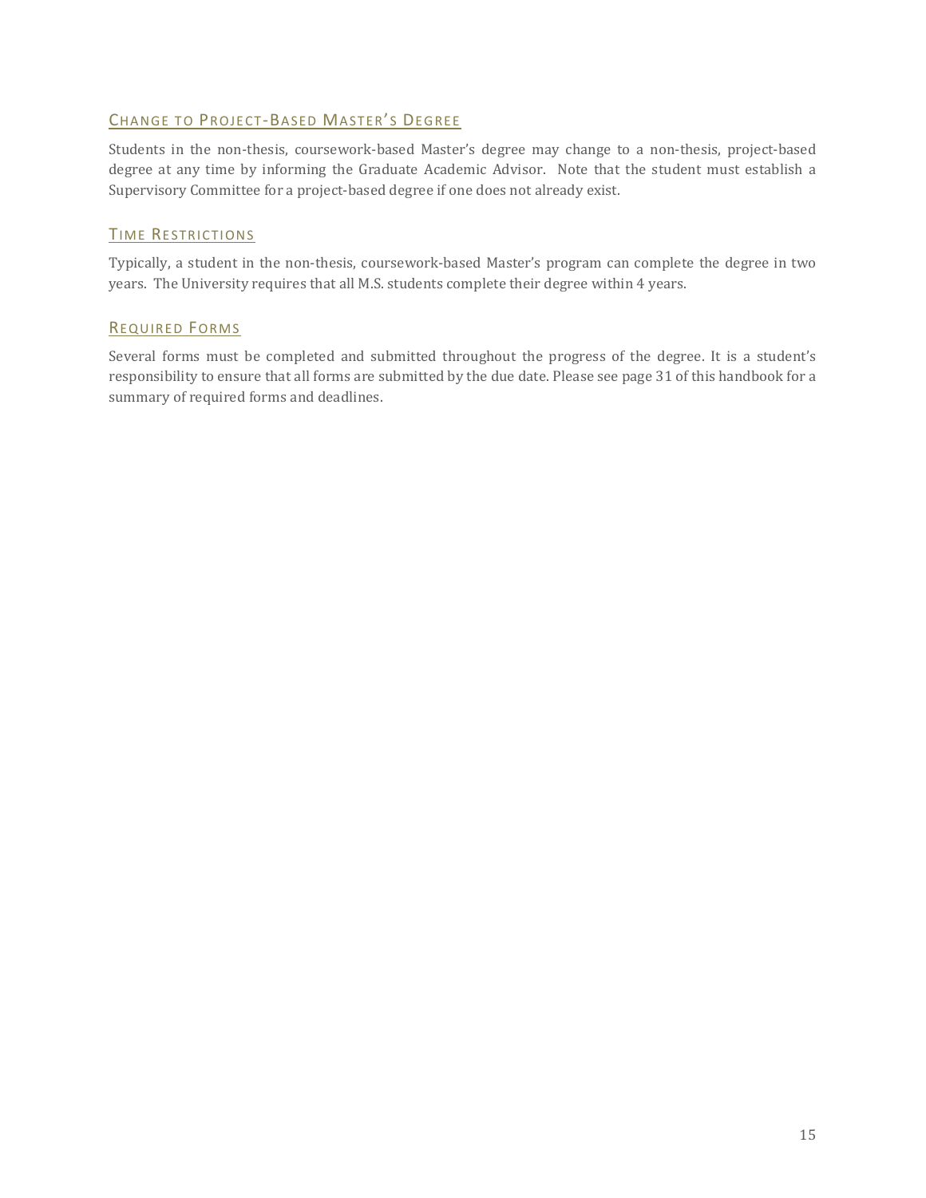### Change to Project-Based Master's Degree

Students in the non-thesis, coursework-based Master's degree may change to a non-thesis, project-based degree at any time by informing the Graduate Academic Advisor. Note that the student must establish a Supervisory Committee for a project-based degree if one does not already exist.

### Time Restrictions

Typically, a student in the non-thesis, coursework-based Master's program can complete the degree in two years. The University requires that all M.S. students complete their degree within 4 years.

### Required Forms

Several forms must be completed and submitted throughout the progress of the degree. It is a student's responsibility to ensure that all forms are submitted by the due date. Please see page 31 of this handbook for a summary of required forms and deadlines.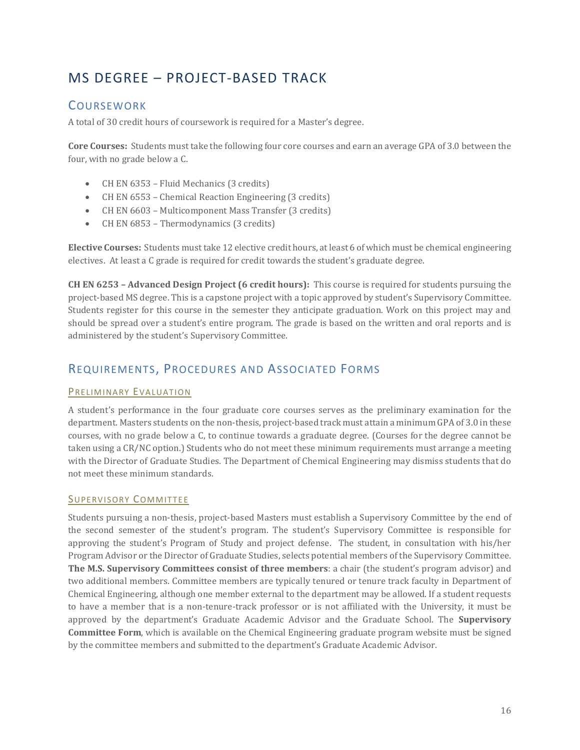# MS DEGREE – PROJECT-BASED TRACK

## COURSEWORK

A total of 30 credit hours of coursework is required for a Master's degree.

**Core Courses:** Students must take the following four core courses and earn an average GPA of 3.0 between the four, with no grade below a C.

- CH EN 6353 – Fluid Mechanics (3 credits)
- CH EN 6553 – Chemical Reaction Engineering (3 credits)
- CH EN 6603 – Multicomponent Mass Transfer (3 credits)
- CH EN 6853 – Thermodynamics (3 credits)

**Elective Courses:** Students must take 12 elective credit hours, at least 6 of which must be chemical engineering electives. At least a C grade is required for credit towards the student's graduate degree.

**CH EN 6253 – Advanced Design Project (6 credit hours):** This course is required for students pursuing the project-based MS degree. This is a capstone project with a topic approved by student's Supervisory Committee. Students register for this course in the semester they anticipate graduation. Work on this project may and should be spread over a student's entire program. The grade is based on the written and oral reports and is administered by the student's Supervisory Committee.

## REQUIREMENTS, PROCEDURES AND ASSOCIATED FORMS

### PRELIMINARY EVALUATION

A student's performance in the four graduate core courses serves as the preliminary examination for the department. Masters students on the non-thesis, project-based track must attain a minimum GPA of 3.0 in these courses, with no grade below a C, to continue towards a graduate degree. (Courses for the degree cannot be taken using a CR/NC option.) Students who do not meet these minimum requirements must arrange a meeting with the Director of Graduate Studies. The Department of Chemical Engineering may dismiss students that do not meet these minimum standards.

### SUPERVISORY COMMITTEE

Students pursuing a non-thesis, project-based Masters must establish a Supervisory Committee by the end of the second semester of the student's program. The student's Supervisory Committee is responsible for approving the student's Program of Study and project defense. The student, in consultation with his/her Program Advisor or the Director of Graduate Studies, selects potential members of the Supervisory Committee. **The M.S. Supervisory Committees consist of three members**: a chair (the student's program advisor) and two additional members. Committee members are typically tenured or tenure track faculty in Department of Chemical Engineering, although one member external to the department may be allowed. If a student requests to have a member that is a non-tenure-track professor or is not affiliated with the University, it must be approved by the department's Graduate Academic Advisor and the Graduate School. The **Supervisory Committee Form**, which is available on the Chemical Engineering graduate program website must be signed by the committee members and submitted to the department's Graduate Academic Advisor.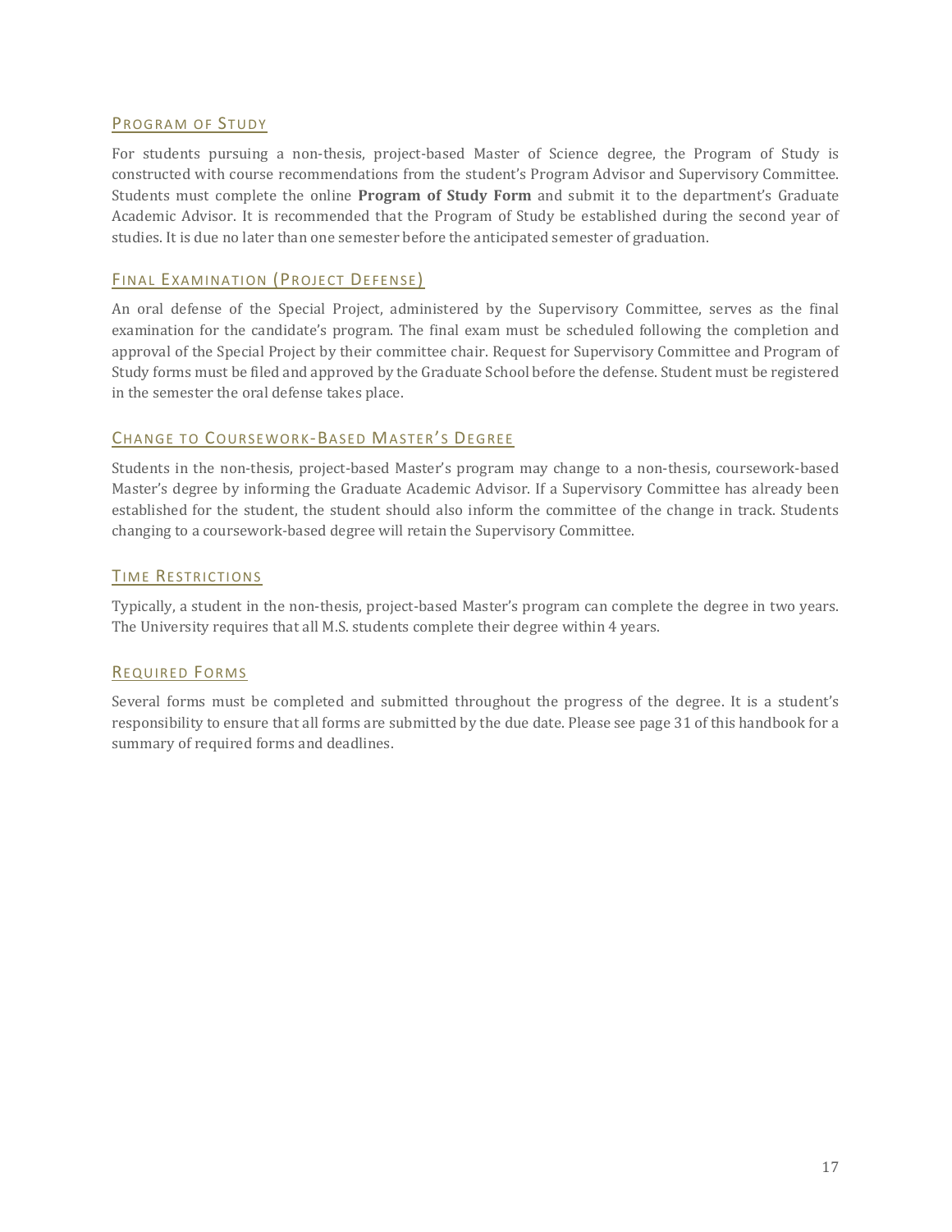## Program of Study

For students pursuing a non-thesis, project-based Master of Science degree, the Program of Study is constructed with course recommendations from the student's Program Advisor and Supervisory Committee. Students must complete the online **Program of Study Form** and submit it to the department's Graduate Academic Advisor. It is recommended that the Program of Study be established during the second year of studies. It is due no later than one semester before the anticipated semester of graduation.

## Final Examination (Project Defense)

An oral defense of the Special Project, administered by the Supervisory Committee, serves as the final examination for the candidate's program. The final exam must be scheduled following the completion and approval of the Special Project by their committee chair. Request for Supervisory Committee and Program of Study forms must be filed and approved by the Graduate School before the defense. Student must be registered in the semester the oral defense takes place.

## Change to Coursework-Based Master's Degree

Students in the non-thesis, project-based Master's program may change to a non-thesis, coursework-based Master's degree by informing the Graduate Academic Advisor. If a Supervisory Committee has already been established for the student, the student should also inform the committee of the change in track. Students changing to a coursework-based degree will retain the Supervisory Committee.

## Time Restrictions

Typically, a student in the non-thesis, project-based Master's program can complete the degree in two years. The University requires that all M.S. students complete their degree within 4 years.

## Required Forms

Several forms must be completed and submitted throughout the progress of the degree. It is a student's responsibility to ensure that all forms are submitted by the due date. Please see page 31 of this handbook for a summary of required forms and deadlines.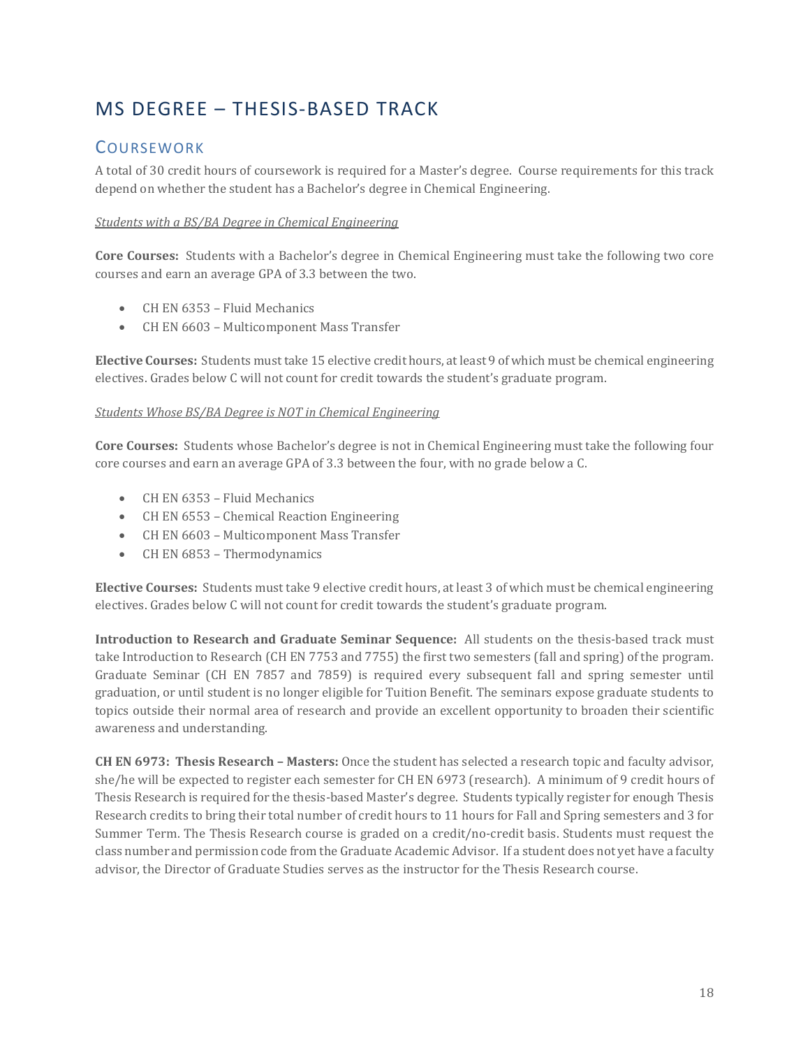# MS DEGREE – THESIS-BASED TRACK

## COURSEWORK

A total of 30 credit hours of coursework is required for a Master's degree. Course requirements for this track depend on whether the student has a Bachelor's degree in Chemical Engineering.

*Students with a BS/BA Degree in Chemical Engineering*

**Core Courses:** Students with a Bachelor's degree in Chemical Engineering must take the following two core courses and earn an average GPA of 3.3 between the two.

- CH EN 6353 – Fluid Mechanics
- CH EN 6603 – Multicomponent Mass Transfer

**Elective Courses:** Students must take 15 elective credit hours, at least 9 of which must be chemical engineering electives. Grades below C will not count for credit towards the student's graduate program.

*Students Whose BS/BA Degree is NOT in Chemical Engineering*

**Core Courses:** Students whose Bachelor's degree is not in Chemical Engineering must take the following four core courses and earn an average GPA of 3.3 between the four, with no grade below a C.

- CH EN 6353 – Fluid Mechanics
- CH EN 6553 – Chemical Reaction Engineering
- CH EN 6603 – Multicomponent Mass Transfer
- CH EN 6853 – Thermodynamics

**Elective Courses:** Students must take 9 elective credit hours, at least 3 of which must be chemical engineering electives. Grades below C will not count for credit towards the student's graduate program.

**Introduction to Research and Graduate Seminar Sequence:** All students on the thesis-based track must take Introduction to Research (CH EN 7753 and 7755) the first two semesters (fall and spring) of the program. Graduate Seminar (CH EN 7857 and 7859) is required every subsequent fall and spring semester until graduation, or until student is no longer eligible for Tuition Benefit. The seminars expose graduate students to topics outside their normal area of research and provide an excellent opportunity to broaden their scientific awareness and understanding.

**CH EN 6973: Thesis Research – Masters:** Once the student has selected a research topic and faculty advisor, she/he will be expected to register each semester for CH EN 6973 (research). A minimum of 9 credit hours of Thesis Research is required for the thesis-based Master's degree. Students typically register for enough Thesis Research credits to bring their total number of credit hours to 11 hours for Fall and Spring semesters and 3 for Summer Term. The Thesis Research course is graded on a credit/no-credit basis. Students must request the class number and permission code from the Graduate Academic Advisor. If a student does not yet have a faculty advisor, the Director of Graduate Studies serves as the instructor for the Thesis Research course.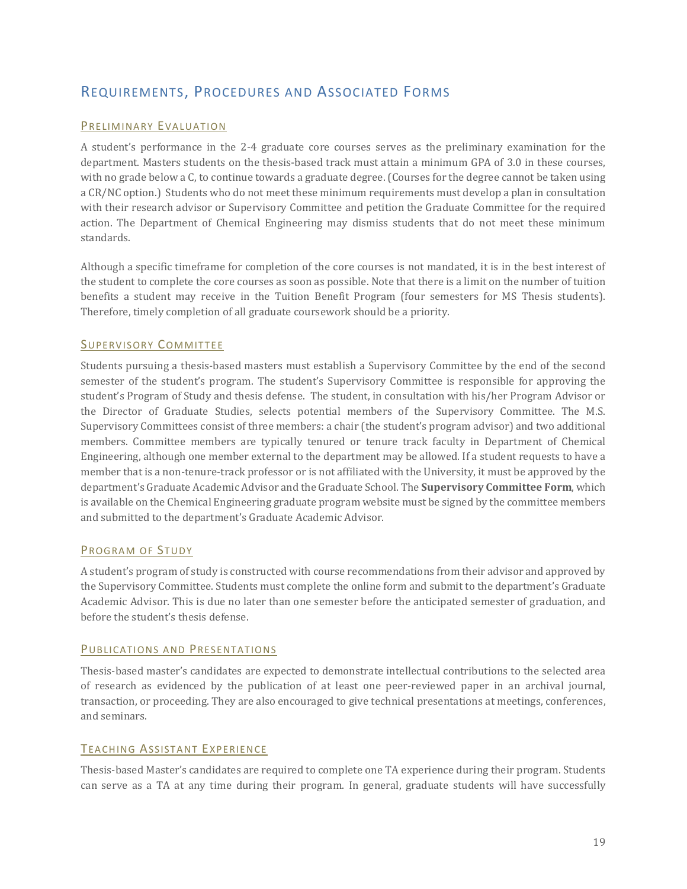## Requirements, Procedures and Associated Forms

### Preliminary Evaluation

A student's performance in the 2-4 graduate core courses serves as the preliminary examination for the department. Masters students on the thesis-based track must attain a minimum GPA of 3.0 in these courses, with no grade below a C, to continue towards a graduate degree. (Courses for the degree cannot be taken using a CR/NC option.) Students who do not meet these minimum requirements must develop a plan in consultation with their research advisor or Supervisory Committee and petition the Graduate Committee for the required action. The Department of Chemical Engineering may dismiss students that do not meet these minimum standards.

Although a specific timeframe for completion of the core courses is not mandated, it is in the best interest of the student to complete the core courses as soon as possible. Note that there is a limit on the number of tuition benefits a student may receive in the Tuition Benefit Program (four semesters for MS Thesis students). Therefore, timely completion of all graduate coursework should be a priority.

### Supervisory Committee

Students pursuing a thesis-based masters must establish a Supervisory Committee by the end of the second semester of the student's program. The student's Supervisory Committee is responsible for approving the student's Program of Study and thesis defense. The student, in consultation with his/her Program Advisor or the Director of Graduate Studies, selects potential members of the Supervisory Committee. The M.S. Supervisory Committees consist of three members: a chair (the student's program advisor) and two additional members. Committee members are typically tenured or tenure track faculty in Department of Chemical Engineering, although one member external to the department may be allowed. If a student requests to have a member that is a non-tenure-track professor or is not affiliated with the University, it must be approved by the department's Graduate Academic Advisor and the Graduate School. The **Supervisory Committee Form**, which is available on the Chemical Engineering graduate program website must be signed by the committee members and submitted to the department's Graduate Academic Advisor.

### Program of Study

A student's program of study is constructed with course recommendations from their advisor and approved by the Supervisory Committee. Students must complete the online form and submit to the department's Graduate Academic Advisor. This is due no later than one semester before the anticipated semester of graduation, and before the student's thesis defense.

### Publications and Presentations

Thesis-based master's candidates are expected to demonstrate intellectual contributions to the selected area of research as evidenced by the publication of at least one peer-reviewed paper in an archival journal, transaction, or proceeding. They are also encouraged to give technical presentations at meetings, conferences, and seminars.

### Teaching Assistant Experience

Thesis-based Master's candidates are required to complete one TA experience during their program. Students can serve as a TA at any time during their program. In general, graduate students will have successfully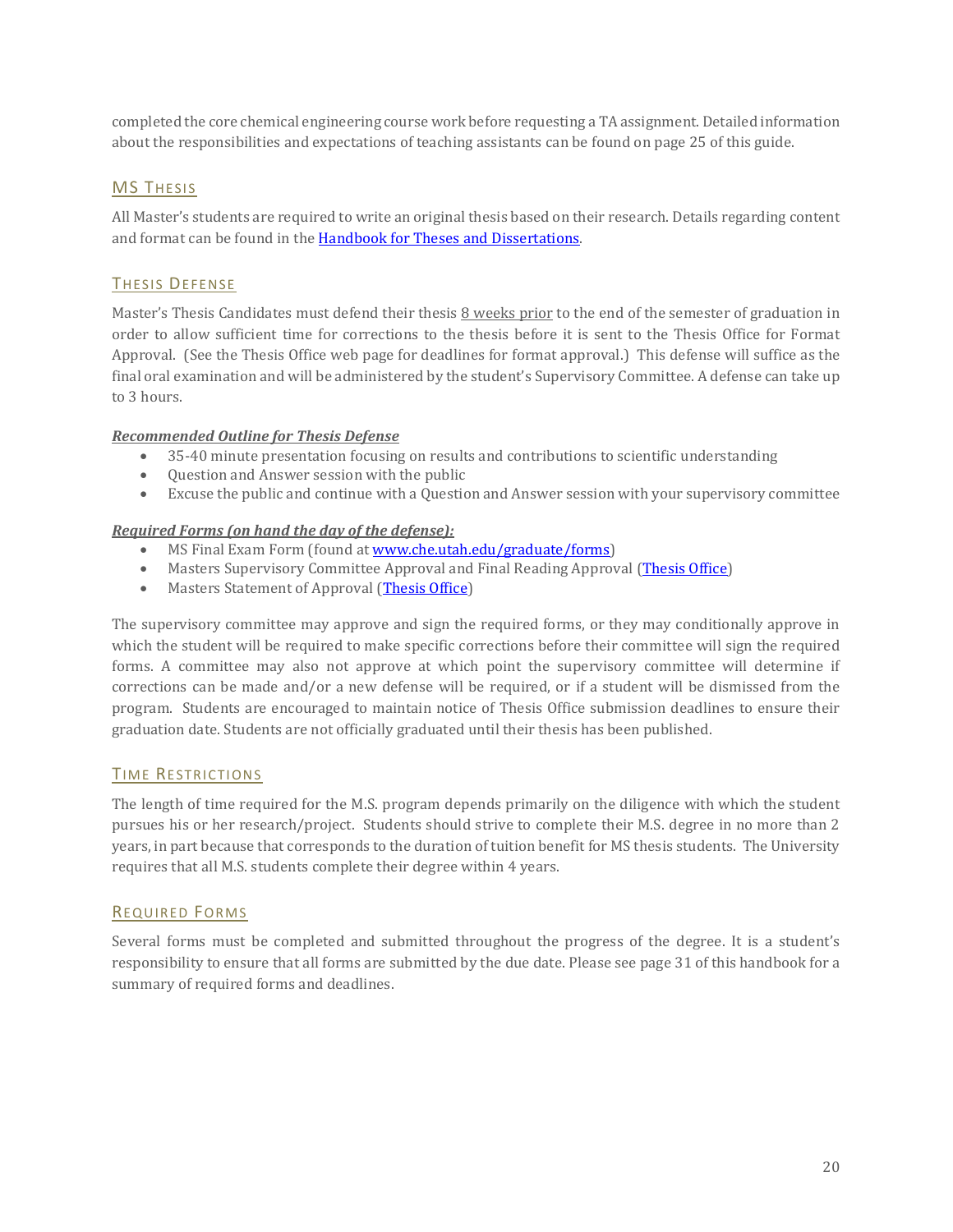completed the core chemical engineering course work before requesting a TA assignment. Detailed information about the responsibilities and expectations of teaching assistants can be found on page 25 of this guide.

## MS Thesis

All Master's students are required to write an original thesis based on their research. Details regarding content and format can be found in the [Handbook for Theses and Dissertations](#).

## Thesis Defense

Master's Thesis Candidates must defend their thesis 8 weeks prior to the end of the semester of graduation in order to allow sufficient time for corrections to the thesis before it is sent to the Thesis Office for Format Approval. (See the Thesis Office web page for deadlines for format approval.) This defense will suffice as the final oral examination and will be administered by the student's Supervisory Committee. A defense can take up to 3 hours.

***Recommended Outline for Thesis Defense***

- 35-40 minute presentation focusing on results and contributions to scientific understanding
- Question and Answer session with the public
- Excuse the public and continue with a Question and Answer session with your supervisory committee

***Required Forms (on hand the day of the defense):***

- MS Final Exam Form (found at [www.che.utah.edu/graduate/forms](www.che.utah.edu/graduate/forms))
- Masters Supervisory Committee Approval and Final Reading Approval ([Thesis Office](#))
- Masters Statement of Approval ([Thesis Office](#))

The supervisory committee may approve and sign the required forms, or they may conditionally approve in which the student will be required to make specific corrections before their committee will sign the required forms. A committee may also not approve at which point the supervisory committee will determine if corrections can be made and/or a new defense will be required, or if a student will be dismissed from the program. Students are encouraged to maintain notice of Thesis Office submission deadlines to ensure their graduation date. Students are not officially graduated until their thesis has been published.

## Time Restrictions

The length of time required for the M.S. program depends primarily on the diligence with which the student pursues his or her research/project. Students should strive to complete their M.S. degree in no more than 2 years, in part because that corresponds to the duration of tuition benefit for MS thesis students. The University requires that all M.S. students complete their degree within 4 years.

## Required Forms

Several forms must be completed and submitted throughout the progress of the degree. It is a student's responsibility to ensure that all forms are submitted by the due date. Please see page 31 of this handbook for a summary of required forms and deadlines.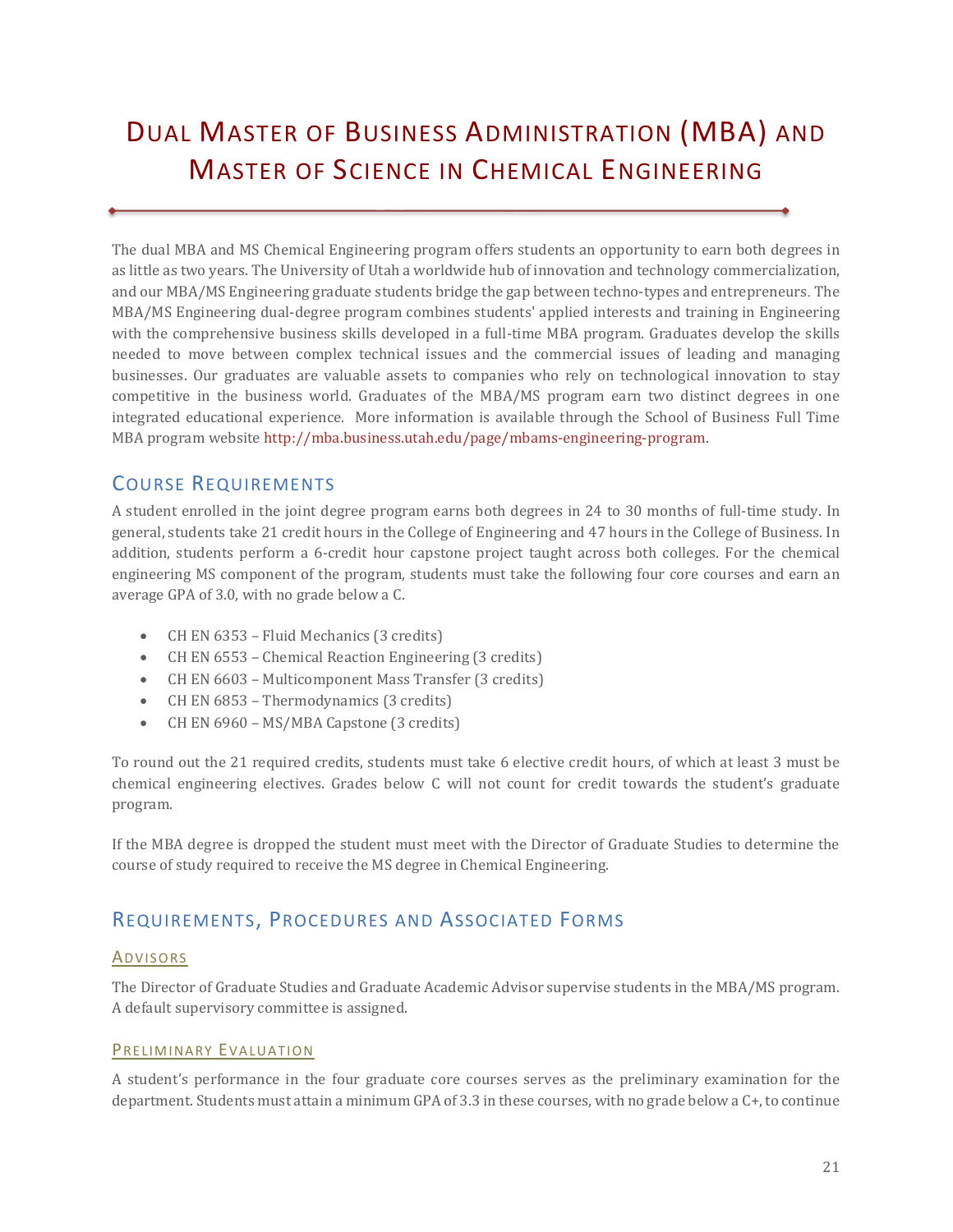# DUAL MASTER OF BUSINESS ADMINISTRATION (MBA) AND MASTER OF SCIENCE IN CHEMICAL ENGINEERING

The dual MBA and MS Chemical Engineering program offers students an opportunity to earn both degrees in as little as two years. The University of Utah a worldwide hub of innovation and technology commercialization, and our MBA/MS Engineering graduate students bridge the gap between techno-types and entrepreneurs. The MBA/MS Engineering dual-degree program combines students' applied interests and training in Engineering with the comprehensive business skills developed in a full-time MBA program. Graduates develop the skills needed to move between complex technical issues and the commercial issues of leading and managing businesses. Our graduates are valuable assets to companies who rely on technological innovation to stay competitive in the business world. Graduates of the MBA/MS program earn two distinct degrees in one integrated educational experience. More information is available through the School of Business Full Time MBA program website http://mba.business.utah.edu/page/mbams-engineering-program.

## COURSE REQUIREMENTS

A student enrolled in the joint degree program earns both degrees in 24 to 30 months of full-time study. In general, students take 21 credit hours in the College of Engineering and 47 hours in the College of Business. In addition, students perform a 6-credit hour capstone project taught across both colleges. For the chemical engineering MS component of the program, students must take the following four core courses and earn an average GPA of 3.0, with no grade below a C.

- CH EN 6353 – Fluid Mechanics (3 credits)
- CH EN 6553 – Chemical Reaction Engineering (3 credits)
- CH EN 6603 – Multicomponent Mass Transfer (3 credits)
- CH EN 6853 – Thermodynamics (3 credits)
- CH EN 6960 – MS/MBA Capstone (3 credits)

To round out the 21 required credits, students must take 6 elective credit hours, of which at least 3 must be chemical engineering electives. Grades below C will not count for credit towards the student's graduate program.

If the MBA degree is dropped the student must meet with the Director of Graduate Studies to determine the course of study required to receive the MS degree in Chemical Engineering.

## REQUIREMENTS, PROCEDURES AND ASSOCIATED FORMS

### ADVISORS

The Director of Graduate Studies and Graduate Academic Advisor supervise students in the MBA/MS program. A default supervisory committee is assigned.

### PRELIMINARY EVALUATION

A student's performance in the four graduate core courses serves as the preliminary examination for the department. Students must attain a minimum GPA of 3.3 in these courses, with no grade below a C+, to continue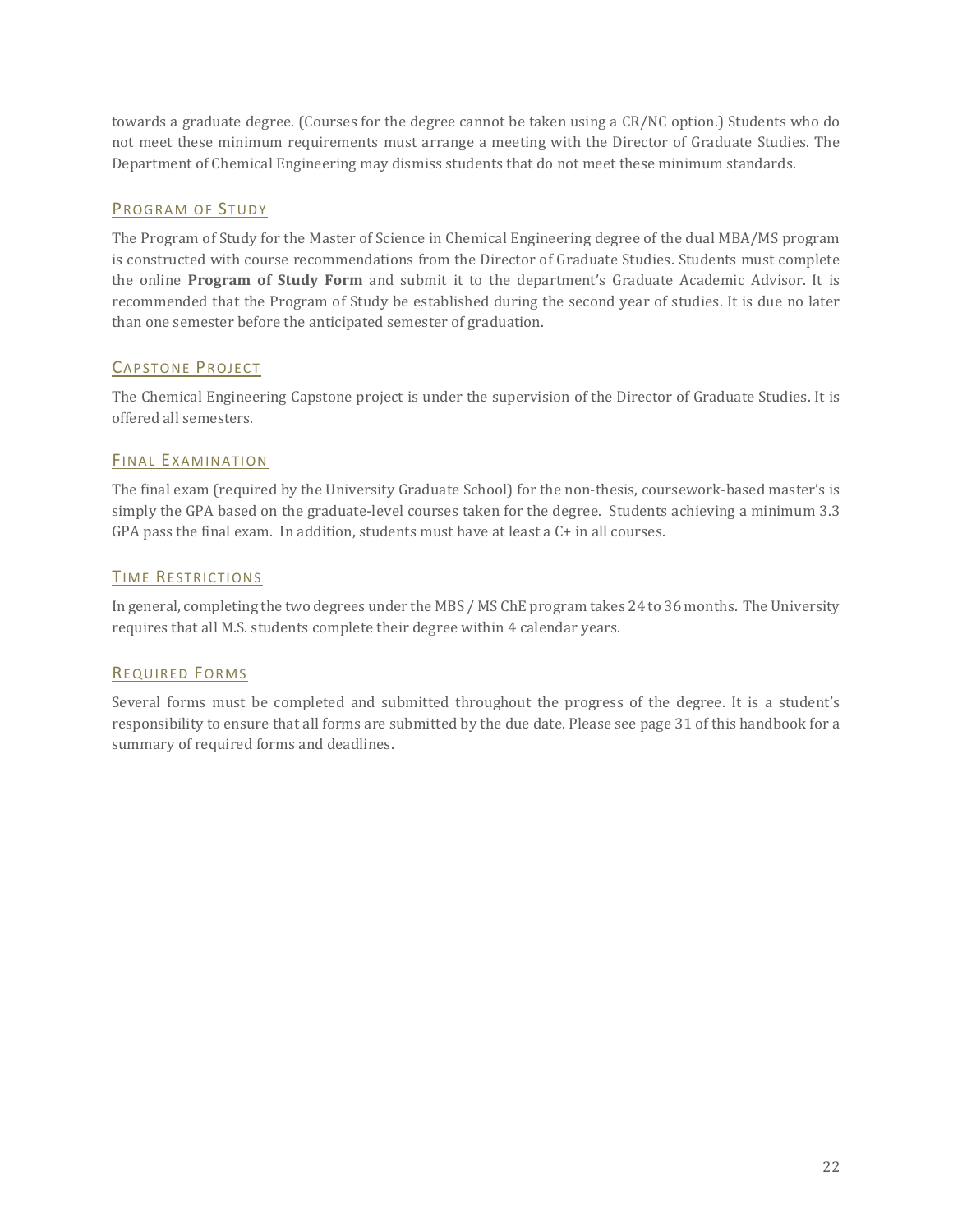towards a graduate degree. (Courses for the degree cannot be taken using a CR/NC option.) Students who do not meet these minimum requirements must arrange a meeting with the Director of Graduate Studies. The Department of Chemical Engineering may dismiss students that do not meet these minimum standards.

### Program of Study

The Program of Study for the Master of Science in Chemical Engineering degree of the dual MBA/MS program is constructed with course recommendations from the Director of Graduate Studies. Students must complete the online **Program of Study Form** and submit it to the department's Graduate Academic Advisor. It is recommended that the Program of Study be established during the second year of studies. It is due no later than one semester before the anticipated semester of graduation.

### Capstone Project

The Chemical Engineering Capstone project is under the supervision of the Director of Graduate Studies. It is offered all semesters.

### Final Examination

The final exam (required by the University Graduate School) for the non-thesis, coursework-based master's is simply the GPA based on the graduate-level courses taken for the degree. Students achieving a minimum 3.3 GPA pass the final exam. In addition, students must have at least a C+ in all courses.

### Time Restrictions

In general, completing the two degrees under the MBS / MS ChE program takes 24 to 36 months. The University requires that all M.S. students complete their degree within 4 calendar years.

### Required Forms

Several forms must be completed and submitted throughout the progress of the degree. It is a student's responsibility to ensure that all forms are submitted by the due date. Please see page 31 of this handbook for a summary of required forms and deadlines.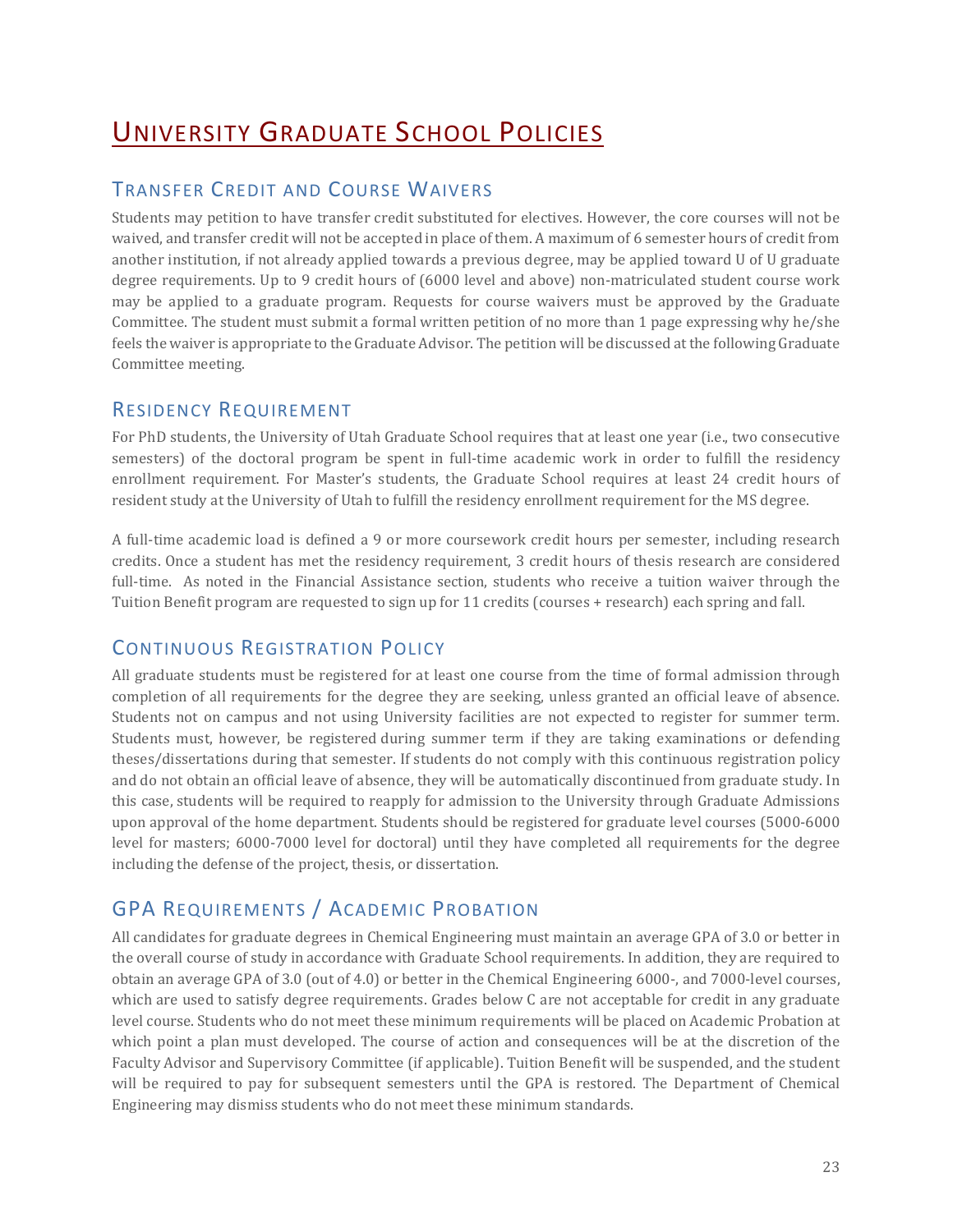# University Graduate School Policies

## Transfer Credit and Course Waivers

Students may petition to have transfer credit substituted for electives. However, the core courses will not be waived, and transfer credit will not be accepted in place of them. A maximum of 6 semester hours of credit from another institution, if not already applied towards a previous degree, may be applied toward U of U graduate degree requirements. Up to 9 credit hours of (6000 level and above) non-matriculated student course work may be applied to a graduate program. Requests for course waivers must be approved by the Graduate Committee. The student must submit a formal written petition of no more than 1 page expressing why he/she feels the waiver is appropriate to the Graduate Advisor. The petition will be discussed at the following Graduate Committee meeting.

## Residency Requirement

For PhD students, the University of Utah Graduate School requires that at least one year (i.e., two consecutive semesters) of the doctoral program be spent in full-time academic work in order to fulfill the residency enrollment requirement. For Master's students, the Graduate School requires at least 24 credit hours of resident study at the University of Utah to fulfill the residency enrollment requirement for the MS degree.

A full-time academic load is defined a 9 or more coursework credit hours per semester, including research credits. Once a student has met the residency requirement, 3 credit hours of thesis research are considered full-time. As noted in the Financial Assistance section, students who receive a tuition waiver through the Tuition Benefit program are requested to sign up for 11 credits (courses + research) each spring and fall.

## Continuous Registration Policy

All graduate students must be registered for at least one course from the time of formal admission through completion of all requirements for the degree they are seeking, unless granted an official leave of absence. Students not on campus and not using University facilities are not expected to register for summer term. Students must, however, be registered during summer term if they are taking examinations or defending theses/dissertations during that semester. If students do not comply with this continuous registration policy and do not obtain an official leave of absence, they will be automatically discontinued from graduate study. In this case, students will be required to reapply for admission to the University through Graduate Admissions upon approval of the home department. Students should be registered for graduate level courses (5000-6000 level for masters; 6000-7000 level for doctoral) until they have completed all requirements for the degree including the defense of the project, thesis, or dissertation.

## GPA Requirements / Academic Probation

All candidates for graduate degrees in Chemical Engineering must maintain an average GPA of 3.0 or better in the overall course of study in accordance with Graduate School requirements. In addition, they are required to obtain an average GPA of 3.0 (out of 4.0) or better in the Chemical Engineering 6000-, and 7000-level courses, which are used to satisfy degree requirements. Grades below C are not acceptable for credit in any graduate level course. Students who do not meet these minimum requirements will be placed on Academic Probation at which point a plan must developed. The course of action and consequences will be at the discretion of the Faculty Advisor and Supervisory Committee (if applicable). Tuition Benefit will be suspended, and the student will be required to pay for subsequent semesters until the GPA is restored. The Department of Chemical Engineering may dismiss students who do not meet these minimum standards.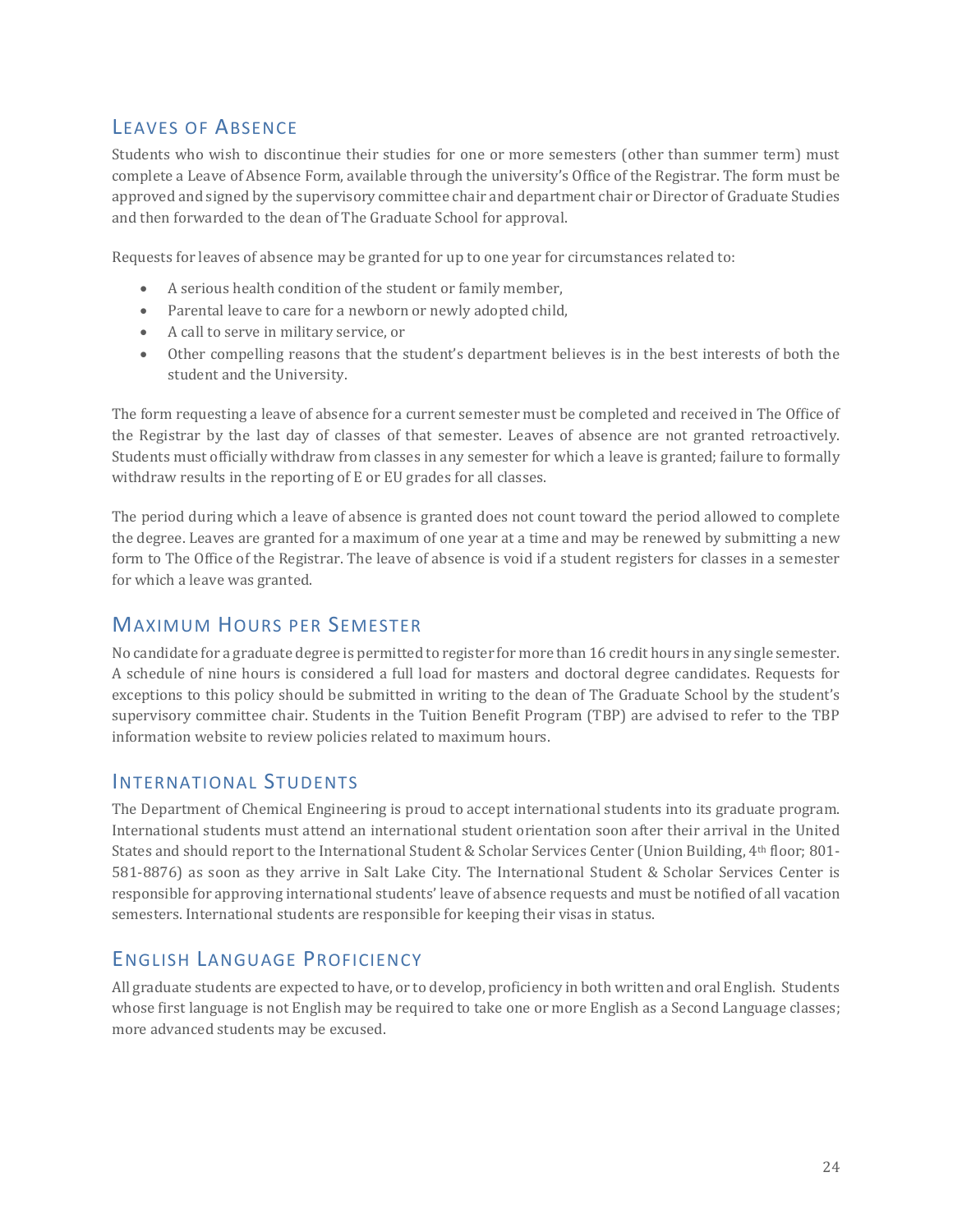## Leaves of Absence

Students who wish to discontinue their studies for one or more semesters (other than summer term) must complete a Leave of Absence Form, available through the university's Office of the Registrar. The form must be approved and signed by the supervisory committee chair and department chair or Director of Graduate Studies and then forwarded to the dean of The Graduate School for approval.

Requests for leaves of absence may be granted for up to one year for circumstances related to:

- A serious health condition of the student or family member,
- Parental leave to care for a newborn or newly adopted child,
- A call to serve in military service, or
- Other compelling reasons that the student's department believes is in the best interests of both the student and the University.

The form requesting a leave of absence for a current semester must be completed and received in The Office of the Registrar by the last day of classes of that semester. Leaves of absence are not granted retroactively. Students must officially withdraw from classes in any semester for which a leave is granted; failure to formally withdraw results in the reporting of E or EU grades for all classes.

The period during which a leave of absence is granted does not count toward the period allowed to complete the degree. Leaves are granted for a maximum of one year at a time and may be renewed by submitting a new form to The Office of the Registrar. The leave of absence is void if a student registers for classes in a semester for which a leave was granted.

## Maximum Hours per Semester

No candidate for a graduate degree is permitted to register for more than 16 credit hours in any single semester. A schedule of nine hours is considered a full load for masters and doctoral degree candidates. Requests for exceptions to this policy should be submitted in writing to the dean of The Graduate School by the student's supervisory committee chair. Students in the Tuition Benefit Program (TBP) are advised to refer to the TBP information website to review policies related to maximum hours.

## International Students

The Department of Chemical Engineering is proud to accept international students into its graduate program. International students must attend an international student orientation soon after their arrival in the United States and should report to the International Student & Scholar Services Center (Union Building, 4th floor; 801-581-8876) as soon as they arrive in Salt Lake City. The International Student & Scholar Services Center is responsible for approving international students' leave of absence requests and must be notified of all vacation semesters. International students are responsible for keeping their visas in status.

## English Language Proficiency

All graduate students are expected to have, or to develop, proficiency in both written and oral English. Students whose first language is not English may be required to take one or more English as a Second Language classes; more advanced students may be excused.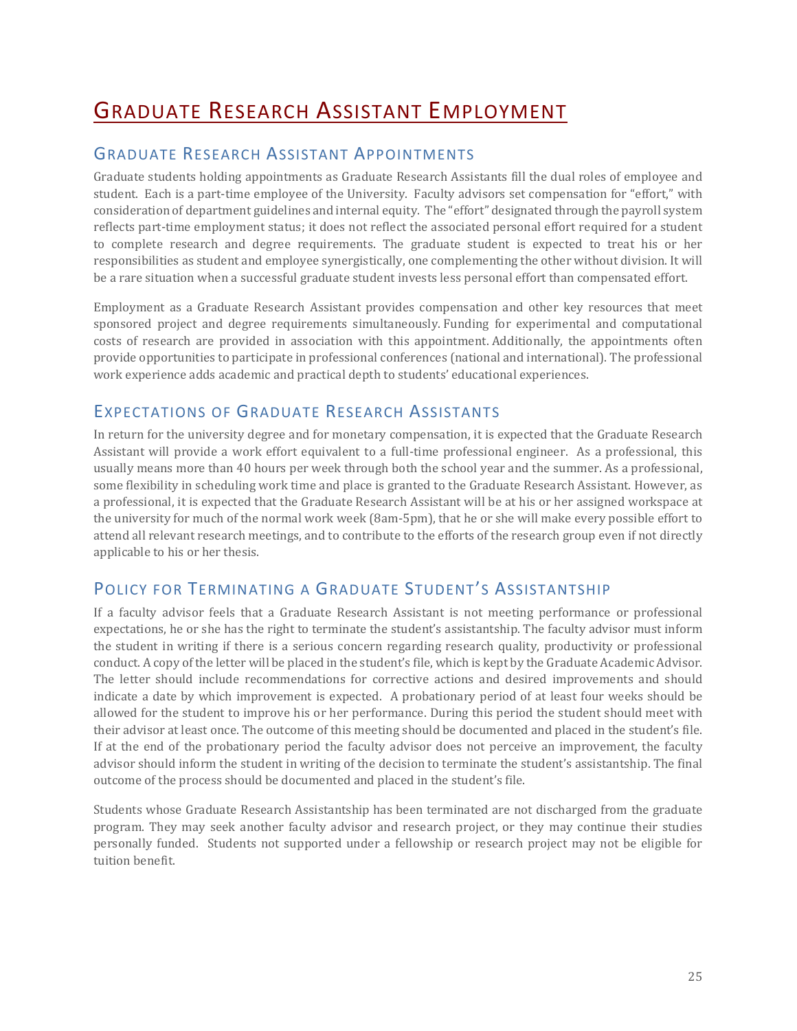# Graduate Research Assistant Employment

## Graduate Research Assistant Appointments

Graduate students holding appointments as Graduate Research Assistants fill the dual roles of employee and student. Each is a part-time employee of the University. Faculty advisors set compensation for "effort," with consideration of department guidelines and internal equity. The "effort" designated through the payroll system reflects part-time employment status; it does not reflect the associated personal effort required for a student to complete research and degree requirements. The graduate student is expected to treat his or her responsibilities as student and employee synergistically, one complementing the other without division. It will be a rare situation when a successful graduate student invests less personal effort than compensated effort.

Employment as a Graduate Research Assistant provides compensation and other key resources that meet sponsored project and degree requirements simultaneously. Funding for experimental and computational costs of research are provided in association with this appointment. Additionally, the appointments often provide opportunities to participate in professional conferences (national and international). The professional work experience adds academic and practical depth to students' educational experiences.

## Expectations of Graduate Research Assistants

In return for the university degree and for monetary compensation, it is expected that the Graduate Research Assistant will provide a work effort equivalent to a full-time professional engineer. As a professional, this usually means more than 40 hours per week through both the school year and the summer. As a professional, some flexibility in scheduling work time and place is granted to the Graduate Research Assistant. However, as a professional, it is expected that the Graduate Research Assistant will be at his or her assigned workspace at the university for much of the normal work week (8am-5pm), that he or she will make every possible effort to attend all relevant research meetings, and to contribute to the efforts of the research group even if not directly applicable to his or her thesis.

## Policy for Terminating a Graduate Student's Assistantship

If a faculty advisor feels that a Graduate Research Assistant is not meeting performance or professional expectations, he or she has the right to terminate the student's assistantship. The faculty advisor must inform the student in writing if there is a serious concern regarding research quality, productivity or professional conduct. A copy of the letter will be placed in the student's file, which is kept by the Graduate Academic Advisor. The letter should include recommendations for corrective actions and desired improvements and should indicate a date by which improvement is expected. A probationary period of at least four weeks should be allowed for the student to improve his or her performance. During this period the student should meet with their advisor at least once. The outcome of this meeting should be documented and placed in the student's file. If at the end of the probationary period the faculty advisor does not perceive an improvement, the faculty advisor should inform the student in writing of the decision to terminate the student's assistantship. The final outcome of the process should be documented and placed in the student's file.

Students whose Graduate Research Assistantship has been terminated are not discharged from the graduate program. They may seek another faculty advisor and research project, or they may continue their studies personally funded. Students not supported under a fellowship or research project may not be eligible for tuition benefit.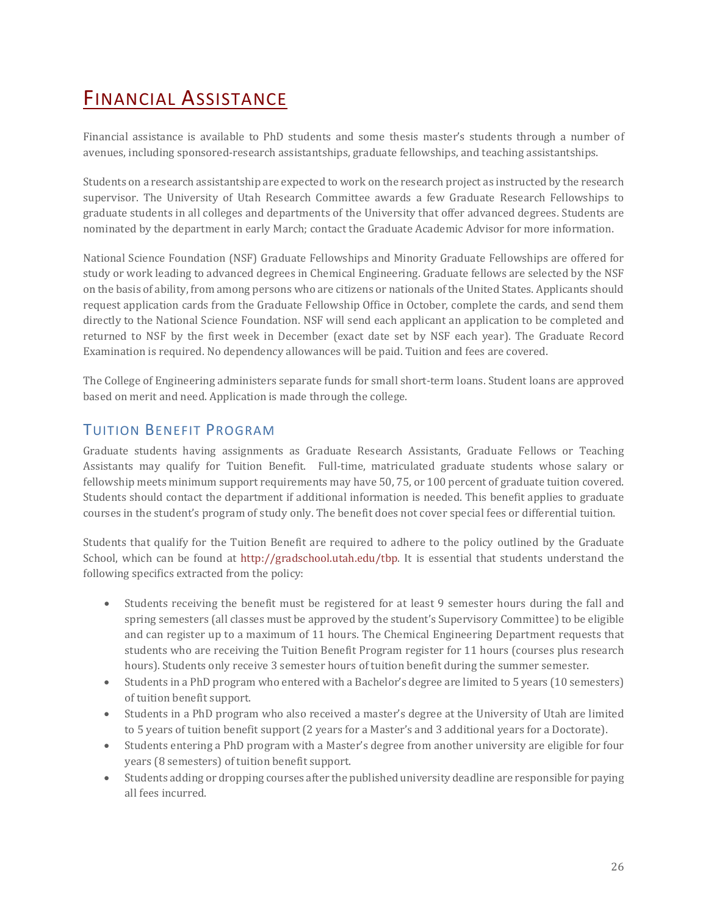# Financial Assistance

Financial assistance is available to PhD students and some thesis master's students through a number of avenues, including sponsored-research assistantships, graduate fellowships, and teaching assistantships.

Students on a research assistantship are expected to work on the research project as instructed by the research supervisor. The University of Utah Research Committee awards a few Graduate Research Fellowships to graduate students in all colleges and departments of the University that offer advanced degrees. Students are nominated by the department in early March; contact the Graduate Academic Advisor for more information.

National Science Foundation (NSF) Graduate Fellowships and Minority Graduate Fellowships are offered for study or work leading to advanced degrees in Chemical Engineering. Graduate fellows are selected by the NSF on the basis of ability, from among persons who are citizens or nationals of the United States. Applicants should request application cards from the Graduate Fellowship Office in October, complete the cards, and send them directly to the National Science Foundation. NSF will send each applicant an application to be completed and returned to NSF by the first week in December (exact date set by NSF each year). The Graduate Record Examination is required. No dependency allowances will be paid. Tuition and fees are covered.

The College of Engineering administers separate funds for small short-term loans. Student loans are approved based on merit and need. Application is made through the college.

## Tuition Benefit Program

Graduate students having assignments as Graduate Research Assistants, Graduate Fellows or Teaching Assistants may qualify for Tuition Benefit. Full-time, matriculated graduate students whose salary or fellowship meets minimum support requirements may have 50, 75, or 100 percent of graduate tuition covered. Students should contact the department if additional information is needed. This benefit applies to graduate courses in the student's program of study only. The benefit does not cover special fees or differential tuition.

Students that qualify for the Tuition Benefit are required to adhere to the policy outlined by the Graduate School, which can be found at http://gradschool.utah.edu/tbp. It is essential that students understand the following specifics extracted from the policy:

- Students receiving the benefit must be registered for at least 9 semester hours during the fall and spring semesters (all classes must be approved by the student's Supervisory Committee) to be eligible and can register up to a maximum of 11 hours. The Chemical Engineering Department requests that students who are receiving the Tuition Benefit Program register for 11 hours (courses plus research hours). Students only receive 3 semester hours of tuition benefit during the summer semester.
- Students in a PhD program who entered with a Bachelor's degree are limited to 5 years (10 semesters) of tuition benefit support.
- Students in a PhD program who also received a master's degree at the University of Utah are limited to 5 years of tuition benefit support (2 years for a Master's and 3 additional years for a Doctorate).
- Students entering a PhD program with a Master's degree from another university are eligible for four years (8 semesters) of tuition benefit support.
- Students adding or dropping courses after the published university deadline are responsible for paying all fees incurred.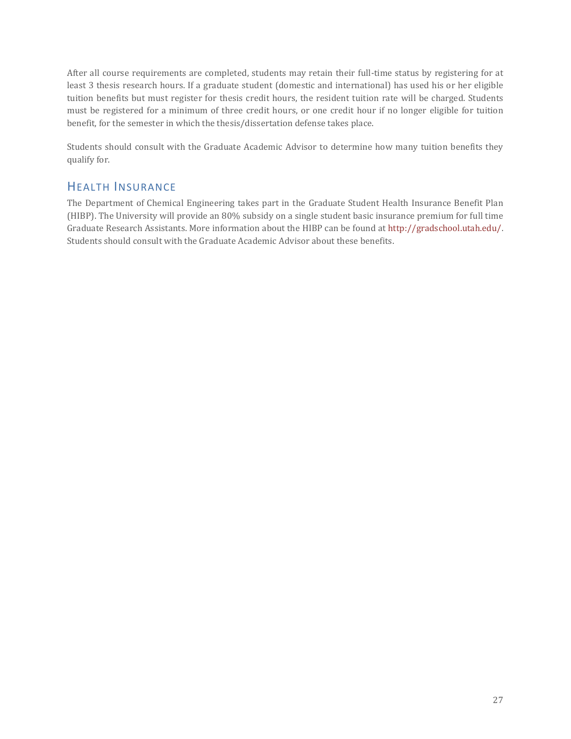After all course requirements are completed, students may retain their full-time status by registering for at least 3 thesis research hours. If a graduate student (domestic and international) has used his or her eligible tuition benefits but must register for thesis credit hours, the resident tuition rate will be charged. Students must be registered for a minimum of three credit hours, or one credit hour if no longer eligible for tuition benefit, for the semester in which the thesis/dissertation defense takes place.

Students should consult with the Graduate Academic Advisor to determine how many tuition benefits they qualify for.

## Health Insurance

The Department of Chemical Engineering takes part in the Graduate Student Health Insurance Benefit Plan (HIBP). The University will provide an 80% subsidy on a single student basic insurance premium for full time Graduate Research Assistants. More information about the HIBP can be found at http://gradschool.utah.edu/. Students should consult with the Graduate Academic Advisor about these benefits.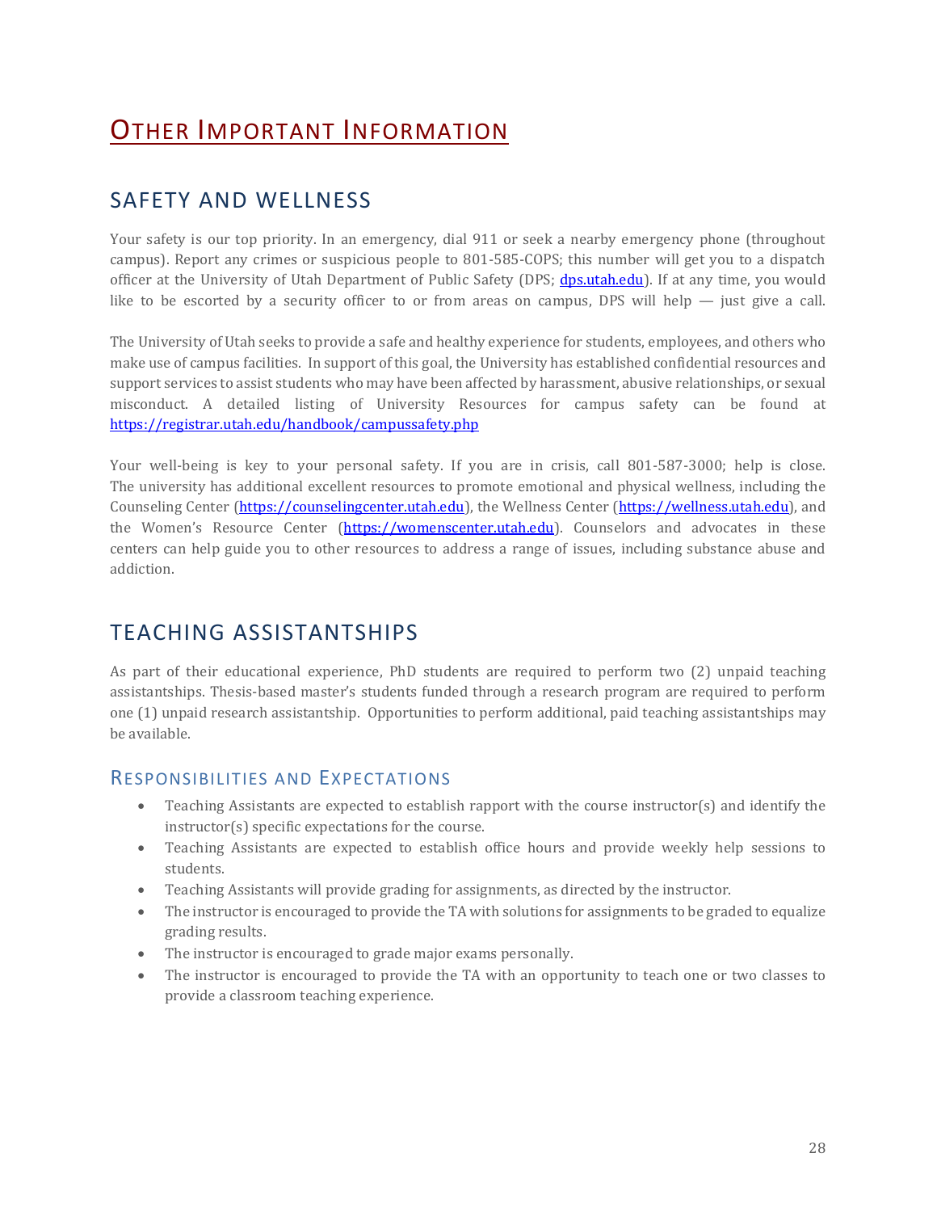# Other Important Information

## SAFETY AND WELLNESS

Your safety is our top priority. In an emergency, dial 911 or seek a nearby emergency phone (throughout campus). Report any crimes or suspicious people to 801-585-COPS; this number will get you to a dispatch officer at the University of Utah Department of Public Safety (DPS; [dps.utah.edu](dps.utah.edu)). If at any time, you would like to be escorted by a security officer to or from areas on campus, DPS will help — just give a call.

The University of Utah seeks to provide a safe and healthy experience for students, employees, and others who make use of campus facilities. In support of this goal, the University has established confidential resources and support services to assist students who may have been affected by harassment, abusive relationships, or sexual misconduct. A detailed listing of University Resources for campus safety can be found at https://registrar.utah.edu/handbook/campussafety.php

Your well-being is key to your personal safety. If you are in crisis, call 801-587-3000; help is close. The university has additional excellent resources to promote emotional and physical wellness, including the Counseling Center (https://counselingcenter.utah.edu), the Wellness Center (https://wellness.utah.edu), and the Women's Resource Center (https://womenscenter.utah.edu). Counselors and advocates in these centers can help guide you to other resources to address a range of issues, including substance abuse and addiction.

## TEACHING ASSISTANTSHIPS

As part of their educational experience, PhD students are required to perform two (2) unpaid teaching assistantships. Thesis-based master's students funded through a research program are required to perform one (1) unpaid research assistantship. Opportunities to perform additional, paid teaching assistantships may be available.

### Responsibilities and Expectations

- Teaching Assistants are expected to establish rapport with the course instructor(s) and identify the instructor(s) specific expectations for the course.
- Teaching Assistants are expected to establish office hours and provide weekly help sessions to students.
- Teaching Assistants will provide grading for assignments, as directed by the instructor.
- The instructor is encouraged to provide the TA with solutions for assignments to be graded to equalize grading results.
- The instructor is encouraged to grade major exams personally.
- The instructor is encouraged to provide the TA with an opportunity to teach one or two classes to provide a classroom teaching experience.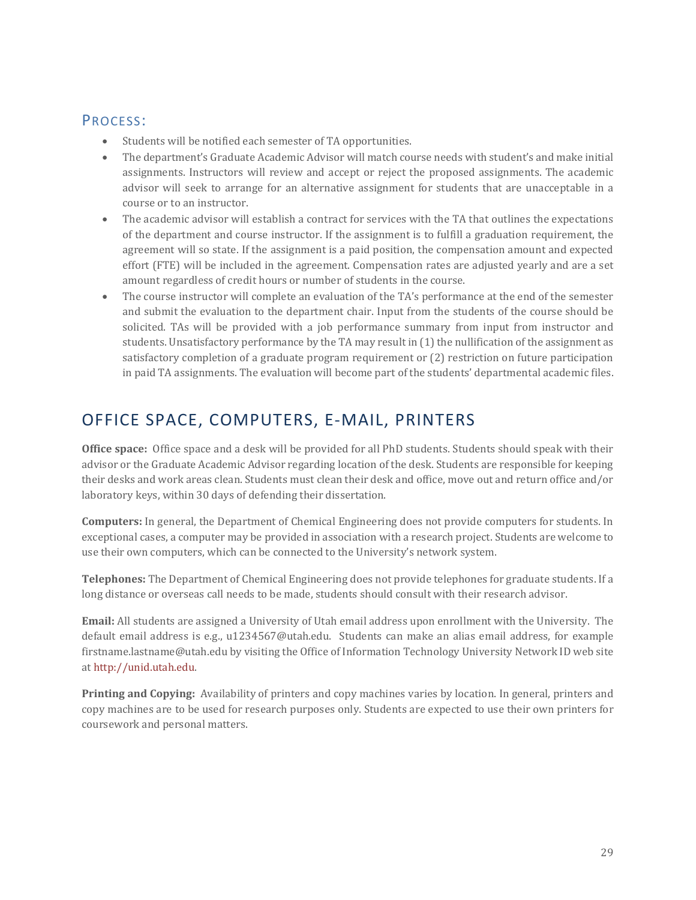### PROCESS:

- Students will be notified each semester of TA opportunities.
- The department's Graduate Academic Advisor will match course needs with student's and make initial assignments. Instructors will review and accept or reject the proposed assignments. The academic advisor will seek to arrange for an alternative assignment for students that are unacceptable in a course or to an instructor.
- The academic advisor will establish a contract for services with the TA that outlines the expectations of the department and course instructor. If the assignment is to fulfill a graduation requirement, the agreement will so state. If the assignment is a paid position, the compensation amount and expected effort (FTE) will be included in the agreement. Compensation rates are adjusted yearly and are a set amount regardless of credit hours or number of students in the course.
- The course instructor will complete an evaluation of the TA's performance at the end of the semester and submit the evaluation to the department chair. Input from the students of the course should be solicited. TAs will be provided with a job performance summary from input from instructor and students. Unsatisfactory performance by the TA may result in (1) the nullification of the assignment as satisfactory completion of a graduate program requirement or (2) restriction on future participation in paid TA assignments. The evaluation will become part of the students' departmental academic files.

## OFFICE SPACE, COMPUTERS, E-MAIL, PRINTERS

**Office space:** Office space and a desk will be provided for all PhD students. Students should speak with their advisor or the Graduate Academic Advisor regarding location of the desk. Students are responsible for keeping their desks and work areas clean. Students must clean their desk and office, move out and return office and/or laboratory keys, within 30 days of defending their dissertation.

**Computers:** In general, the Department of Chemical Engineering does not provide computers for students. In exceptional cases, a computer may be provided in association with a research project. Students are welcome to use their own computers, which can be connected to the University's network system.

**Telephones:** The Department of Chemical Engineering does not provide telephones for graduate students. If a long distance or overseas call needs to be made, students should consult with their research advisor.

**Email:** All students are assigned a University of Utah email address upon enrollment with the University. The default email address is e.g., u1234567@utah.edu. Students can make an alias email address, for example firstname.lastname@utah.edu by visiting the Office of Information Technology University Network ID web site at http://unid.utah.edu.

**Printing and Copying:** Availability of printers and copy machines varies by location. In general, printers and copy machines are to be used for research purposes only. Students are expected to use their own printers for coursework and personal matters.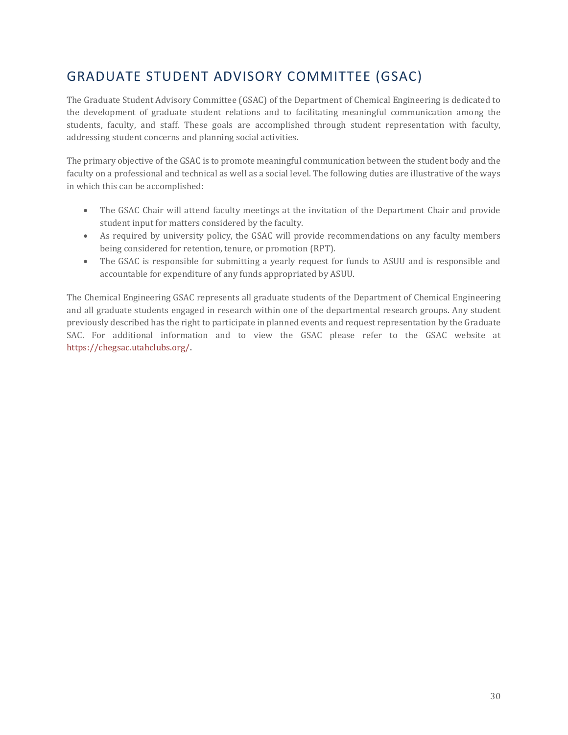# GRADUATE STUDENT ADVISORY COMMITTEE (GSAC)

The Graduate Student Advisory Committee (GSAC) of the Department of Chemical Engineering is dedicated to the development of graduate student relations and to facilitating meaningful communication among the students, faculty, and staff. These goals are accomplished through student representation with faculty, addressing student concerns and planning social activities.

The primary objective of the GSAC is to promote meaningful communication between the student body and the faculty on a professional and technical as well as a social level. The following duties are illustrative of the ways in which this can be accomplished:

- The GSAC Chair will attend faculty meetings at the invitation of the Department Chair and provide student input for matters considered by the faculty.
- As required by university policy, the GSAC will provide recommendations on any faculty members being considered for retention, tenure, or promotion (RPT).
- The GSAC is responsible for submitting a yearly request for funds to ASUU and is responsible and accountable for expenditure of any funds appropriated by ASUU.

The Chemical Engineering GSAC represents all graduate students of the Department of Chemical Engineering and all graduate students engaged in research within one of the departmental research groups. Any student previously described has the right to participate in planned events and request representation by the Graduate SAC. For additional information and to view the GSAC please refer to the GSAC website at https://chegsac.utahclubs.org/.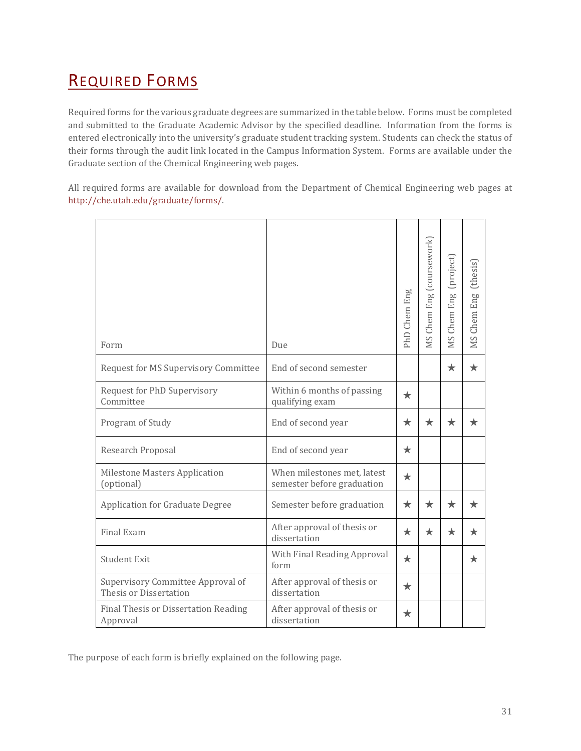# REQUIRED FORMS

Required forms for the various graduate degrees are summarized in the table below. Forms must be completed and submitted to the Graduate Academic Advisor by the specified deadline. Information from the forms is entered electronically into the university's graduate student tracking system. Students can check the status of their forms through the audit link located in the Campus Information System. Forms are available under the Graduate section of the Chemical Engineering web pages.

All required forms are available for download from the Department of Chemical Engineering web pages at http://che.utah.edu/graduate/forms/.

| Form | Due | PhD Chem Eng | MS Chem Eng (coursework) | MS Chem Eng (project) | MS Chem Eng (thesis) |
|---|---|---|---|---|---|
| Request for MS Supervisory Committee | End of second semester | | | ★ | ★ |
| Request for PhD Supervisory Committee | Within 6 months of passing qualifying exam | ★ | | | |
| Program of Study | End of second year | ★ | ★ | ★ | ★ |
| Research Proposal | End of second year | ★ | | | |
| Milestone Masters Application (optional) | When milestones met, latest semester before graduation | ★ | | | |
| Application for Graduate Degree | Semester before graduation | ★ | ★ | ★ | ★ |
| Final Exam | After approval of thesis or dissertation | ★ | ★ | ★ | ★ |
| Student Exit | With Final Reading Approval form | ★ | | | ★ |
| Supervisory Committee Approval of Thesis or Dissertation | After approval of thesis or dissertation | ★ | | | |
| Final Thesis or Dissertation Reading Approval | After approval of thesis or dissertation | ★ | | | |

The purpose of each form is briefly explained on the following page.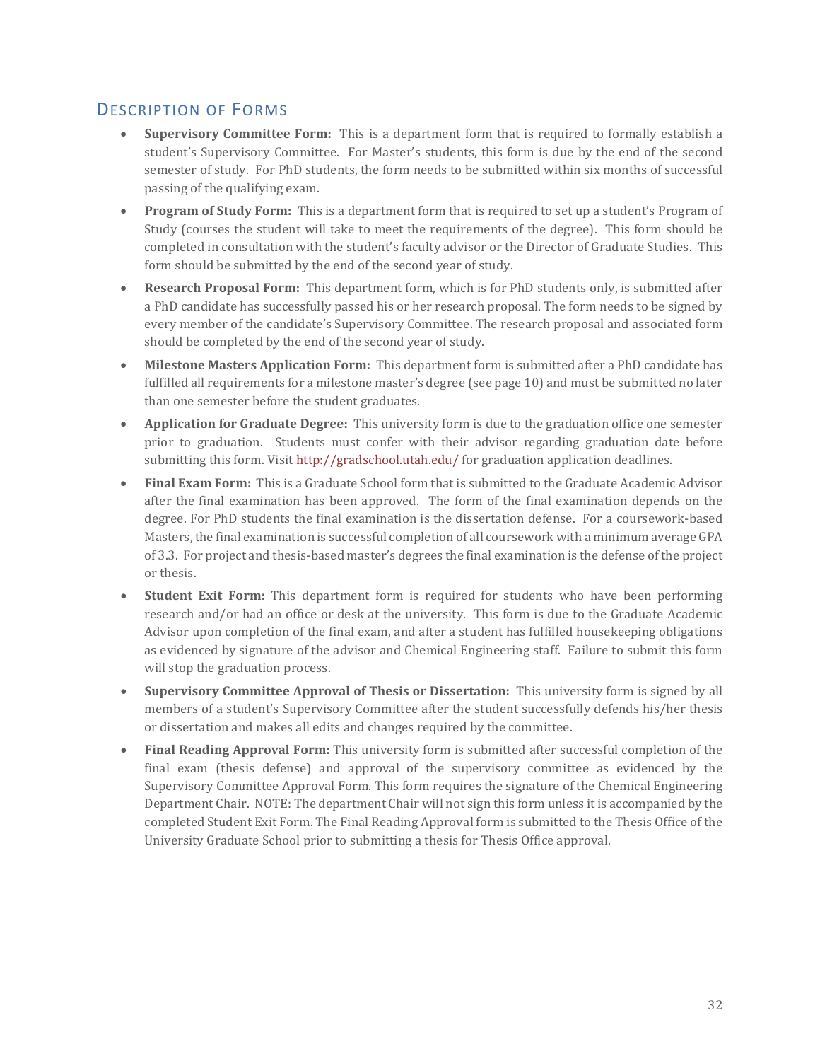## Description of Forms

- **Supervisory Committee Form:** This is a department form that is required to formally establish a student's Supervisory Committee. For Master's students, this form is due by the end of the second semester of study. For PhD students, the form needs to be submitted within six months of successful passing of the qualifying exam.
- **Program of Study Form:** This is a department form that is required to set up a student's Program of Study (courses the student will take to meet the requirements of the degree). This form should be completed in consultation with the student's faculty advisor or the Director of Graduate Studies. This form should be submitted by the end of the second year of study.
- **Research Proposal Form:** This department form, which is for PhD students only, is submitted after a PhD candidate has successfully passed his or her research proposal. The form needs to be signed by every member of the candidate's Supervisory Committee. The research proposal and associated form should be completed by the end of the second year of study.
- **Milestone Masters Application Form:** This department form is submitted after a PhD candidate has fulfilled all requirements for a milestone master's degree (see page 10) and must be submitted no later than one semester before the student graduates.
- **Application for Graduate Degree:** This university form is due to the graduation office one semester prior to graduation. Students must confer with their advisor regarding graduation date before submitting this form. Visit http://gradschool.utah.edu/ for graduation application deadlines.
- **Final Exam Form:** This is a Graduate School form that is submitted to the Graduate Academic Advisor after the final examination has been approved. The form of the final examination depends on the degree. For PhD students the final examination is the dissertation defense. For a coursework-based Masters, the final examination is successful completion of all coursework with a minimum average GPA of 3.3. For project and thesis-based master's degrees the final examination is the defense of the project or thesis.
- **Student Exit Form:** This department form is required for students who have been performing research and/or had an office or desk at the university. This form is due to the Graduate Academic Advisor upon completion of the final exam, and after a student has fulfilled housekeeping obligations as evidenced by signature of the advisor and Chemical Engineering staff. Failure to submit this form will stop the graduation process.
- **Supervisory Committee Approval of Thesis or Dissertation:** This university form is signed by all members of a student's Supervisory Committee after the student successfully defends his/her thesis or dissertation and makes all edits and changes required by the committee.
- **Final Reading Approval Form:** This university form is submitted after successful completion of the final exam (thesis defense) and approval of the supervisory committee as evidenced by the Supervisory Committee Approval Form. This form requires the signature of the Chemical Engineering Department Chair. NOTE: The department Chair will not sign this form unless it is accompanied by the completed Student Exit Form. The Final Reading Approval form is submitted to the Thesis Office of the University Graduate School prior to submitting a thesis for Thesis Office approval.